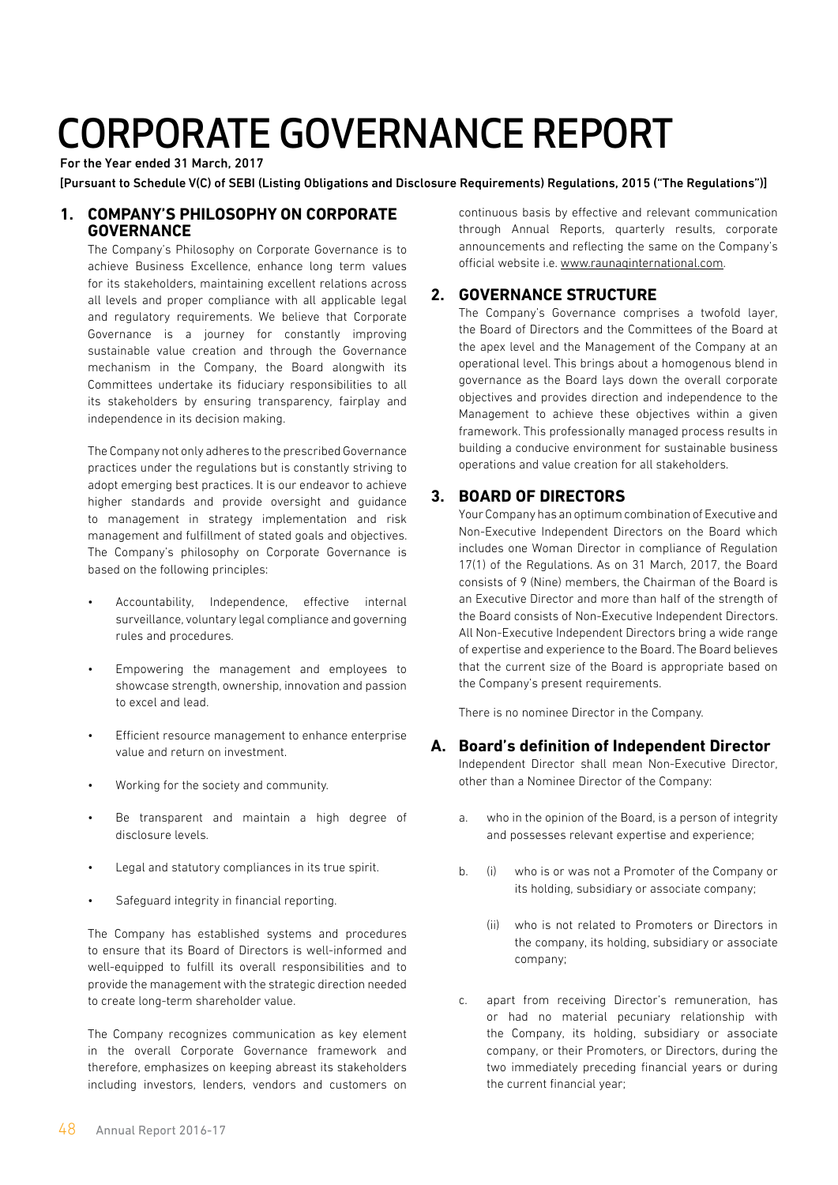# CORPORATE GOVERNANCE REPORT

**For the Year ended 31 March, 2017**

**[Pursuant to Schedule V(C) of SEBI (Listing Obligations and Disclosure Requirements) Regulations, 2015 ("The Regulations")]**

## 1. COMPANY'S PHILOSOPHY ON CORPORATE GOVERNANCE

The Company's Philosophy on Corporate Governance is to achieve Business Excellence, enhance long term values for its stakeholders, maintaining excellent relations across all levels and proper compliance with all applicable legal and regulatory requirements. We believe that Corporate Governance is a journey for constantly improving sustainable value creation and through the Governance mechanism in the Company, the Board alongwith its Committees undertake its fiduciary responsibilities to all its stakeholders by ensuring transparency, fairplay and independence in its decision making.

The Company not only adheres to the prescribed Governance practices under the regulations but is constantly striving to adopt emerging best practices. It is our endeavor to achieve higher standards and provide oversight and guidance to management in strategy implementation and risk management and fulfillment of stated goals and objectives. The Company's philosophy on Corporate Governance is based on the following principles:

- Accountability, Independence, effective internal surveillance, voluntary legal compliance and governing rules and procedures.
- Empowering the management and employees to showcase strength, ownership, innovation and passion to excel and lead.
- Efficient resource management to enhance enterprise value and return on investment.
- Working for the society and community.
- Be transparent and maintain a high degree of disclosure levels.
- Legal and statutory compliances in its true spirit.
- Safeguard integrity in financial reporting.

The Company has established systems and procedures to ensure that its Board of Directors is well-informed and well-equipped to fulfill its overall responsibilities and to provide the management with the strategic direction needed to create long-term shareholder value.

The Company recognizes communication as key element in the overall Corporate Governance framework and therefore, emphasizes on keeping abreast its stakeholders including investors, lenders, vendors and customers on continuous basis by effective and relevant communication through Annual Reports, quarterly results, corporate announcements and reflecting the same on the Company's official website i.e. www.raunaqinternational.com.

## 2. GOVERNANCE STRUCTURE

The Company's Governance comprises a twofold layer, the Board of Directors and the Committees of the Board at the apex level and the Management of the Company at an operational level. This brings about a homogenous blend in governance as the Board lays down the overall corporate objectives and provides direction and independence to the Management to achieve these objectives within a given framework. This professionally managed process results in building a conducive environment for sustainable business operations and value creation for all stakeholders.

## 3. BOARD OF DIRECTORS

Your Company has an optimum combination of Executive and Non-Executive Independent Directors on the Board which includes one Woman Director in compliance of Regulation 17(1) of the Regulations. As on 31 March, 2017, the Board consists of 9 (Nine) members, the Chairman of the Board is an Executive Director and more than half of the strength of the Board consists of Non-Executive Independent Directors. All Non-Executive Independent Directors bring a wide range of expertise and experience to the Board. The Board believes that the current size of the Board is appropriate based on the Company's present requirements.

There is no nominee Director in the Company.

### A. Board's definition of Independent Director

Independent Director shall mean Non-Executive Director, other than a Nominee Director of the Company:

a. who in the opinion of the Board, is a person of integrity and possesses relevant expertise and experience;

b. (i) who is or was not a Promoter of the Company or its holding, subsidiary or associate company;

   (ii) who is not related to Promoters or Directors in the company, its holding, subsidiary or associate company;

c. apart from receiving Director's remuneration, has or had no material pecuniary relationship with the Company, its holding, subsidiary or associate company, or their Promoters, or Directors, during the two immediately preceding financial years or during the current financial year;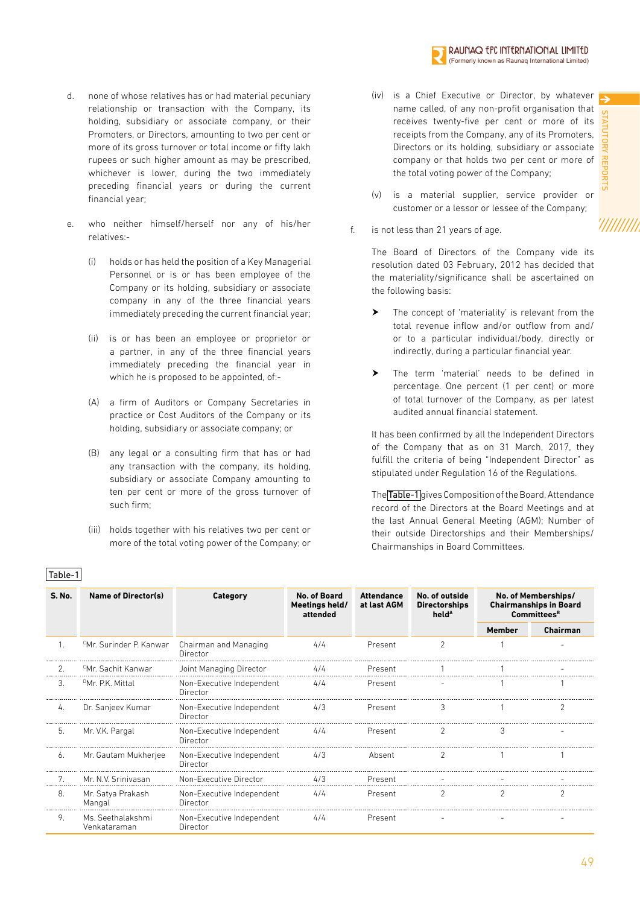d. none of whose relatives has or had material pecuniary relationship or transaction with the Company, its holding, subsidiary or associate company, or their Promoters, or Directors, amounting to two per cent or more of its gross turnover or total income or fifty lakh rupees or such higher amount as may be prescribed, whichever is lower, during the two immediately preceding financial years or during the current financial year;

e. who neither himself/herself nor any of his/her relatives:-

(i) holds or has held the position of a Key Managerial Personnel or is or has been employee of the Company or its holding, subsidiary or associate company in any of the three financial years immediately preceding the current financial year;

(ii) is or has been an employee or proprietor or a partner, in any of the three financial years immediately preceding the financial year in which he is proposed to be appointed, of:-

(A) a firm of Auditors or Company Secretaries in practice or Cost Auditors of the Company or its holding, subsidiary or associate company; or

(B) any legal or a consulting firm that has or had any transaction with the company, its holding, subsidiary or associate Company amounting to ten per cent or more of the gross turnover of such firm;

(iii) holds together with his relatives two per cent or more of the total voting power of the Company; or

(iv) is a Chief Executive or Director, by whatever name called, of any non-profit organisation that receives twenty-five per cent or more of its receipts from the Company, any of its Promoters, Directors or its holding, subsidiary or associate company or that holds two per cent or more of the total voting power of the Company;

(v) is a material supplier, service provider or customer or a lessor or lessee of the Company;

f. is not less than 21 years of age.

The Board of Directors of the Company vide its resolution dated 03 February, 2012 has decided that the materiality/significance shall be ascertained on the following basis:

- The concept of 'materiality' is relevant from the total revenue inflow and/or outflow from and/or to a particular individual/body, directly or indirectly, during a particular financial year.
- The term 'material' needs to be defined in percentage. One percent (1 per cent) or more of total turnover of the Company, as per latest audited annual financial statement.

It has been confirmed by all the Independent Directors of the Company that as on 31 March, 2017, they fulfill the criteria of being "Independent Director" as stipulated under Regulation 16 of the Regulations.

The Table-1 gives Composition of the Board, Attendance record of the Directors at the Board Meetings and at the last Annual General Meeting (AGM); Number of their outside Directorships and their Memberships/ Chairmanships in Board Committees.

Table-1

| S. No. | Name of Director(s) | Category | No. of Board Meetings held/ attended | Attendance at last AGM | No. of outside Directorships held[A] | No. of Memberships/ Chairmanships in Board Committees[B] | |
|---|---|---|---|---|---|---|---|
| | | | | | | Member | Chairman |
| 1. | [C]Mr. Surinder P. Kanwar | Chairman and Managing Director | 4/4 | Present | 2 | 1 | - |
| 2. | [C]Mr. Sachit Kanwar | Joint Managing Director | 4/4 | Present | 1 | 1 | - |
| 3. | [D]Mr. P.K. Mittal | Non-Executive Independent Director | 4/4 | Present | - | 1 | 1 |
| 4. | Dr. Sanjeev Kumar | Non-Executive Independent Director | 4/3 | Present | 3 | 1 | 2 |
| 5. | Mr. V.K. Pargal | Non-Executive Independent Director | 4/4 | Present | 2 | 3 | - |
| 6. | Mr. Gautam Mukherjee | Non-Executive Independent Director | 4/3 | Absent | 2 | 1 | 1 |
| 7. | Mr. N.V. Srinivasan | Non-Executive Director | 4/3 | Present | - | - | - |
| 8. | Mr. Satya Prakash Mangal | Non-Executive Independent Director | 4/4 | Present | 2 | 2 | 2 |
| 9. | Ms. Seethalakshmi Venkataraman | Non-Executive Independent Director | 4/4 | Present | - | - | - |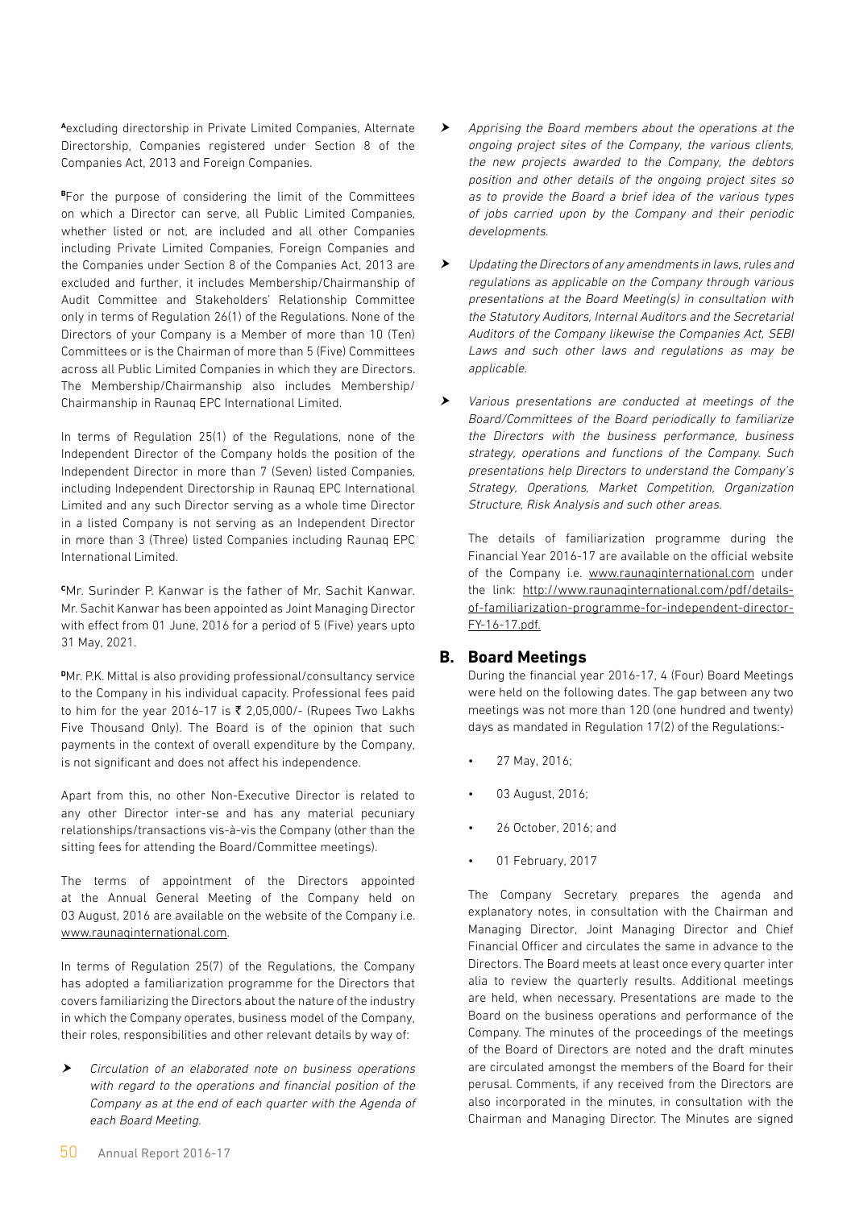[A]excluding directorship in Private Limited Companies, Alternate Directorship, Companies registered under Section 8 of the Companies Act, 2013 and Foreign Companies.

[B]For the purpose of considering the limit of the Committees on which a Director can serve, all Public Limited Companies, whether listed or not, are included and all other Companies including Private Limited Companies, Foreign Companies and the Companies under Section 8 of the Companies Act, 2013 are excluded and further, it includes Membership/Chairmanship of Audit Committee and Stakeholders' Relationship Committee only in terms of Regulation 26(1) of the Regulations. None of the Directors of your Company is a Member of more than 10 (Ten) Committees or is the Chairman of more than 5 (Five) Committees across all Public Limited Companies in which they are Directors. The Membership/Chairmanship also includes Membership/ Chairmanship in Raunaq EPC International Limited.

In terms of Regulation 25(1) of the Regulations, none of the Independent Director of the Company holds the position of the Independent Director in more than 7 (Seven) listed Companies, including Independent Directorship in Raunaq EPC International Limited and any such Director serving as a whole time Director in a listed Company is not serving as an Independent Director in more than 3 (Three) listed Companies including Raunaq EPC International Limited.

[C]Mr. Surinder P. Kanwar is the father of Mr. Sachit Kanwar. Mr. Sachit Kanwar has been appointed as Joint Managing Director with effect from 01 June, 2016 for a period of 5 (Five) years upto 31 May, 2021.

[D]Mr. P.K. Mittal is also providing professional/consultancy service to the Company in his individual capacity. Professional fees paid to him for the year 2016-17 is ₹ 2,05,000/- (Rupees Two Lakhs Five Thousand Only). The Board is of the opinion that such payments in the context of overall expenditure by the Company, is not significant and does not affect his independence.

Apart from this, no other Non-Executive Director is related to any other Director inter-se and has any material pecuniary relationships/transactions vis-à-vis the Company (other than the sitting fees for attending the Board/Committee meetings).

The terms of appointment of the Directors appointed at the Annual General Meeting of the Company held on 03 August, 2016 are available on the website of the Company i.e. www.raunaqinternational.com.

In terms of Regulation 25(7) of the Regulations, the Company has adopted a familiarization programme for the Directors that covers familiarizing the Directors about the nature of the industry in which the Company operates, business model of the Company, their roles, responsibilities and other relevant details by way of:

- *Circulation of an elaborated note on business operations with regard to the operations and financial position of the Company as at the end of each quarter with the Agenda of each Board Meeting.*
- *Apprising the Board members about the operations at the ongoing project sites of the Company, the various clients, the new projects awarded to the Company, the debtors position and other details of the ongoing project sites so as to provide the Board a brief idea of the various types of jobs carried upon by the Company and their periodic developments.*
- *Updating the Directors of any amendments in laws, rules and regulations as applicable on the Company through various presentations at the Board Meeting(s) in consultation with the Statutory Auditors, Internal Auditors and the Secretarial Auditors of the Company likewise the Companies Act, SEBI Laws and such other laws and regulations as may be applicable.*
- *Various presentations are conducted at meetings of the Board/Committees of the Board periodically to familiarize the Directors with the business performance, business strategy, operations and functions of the Company. Such presentations help Directors to understand the Company's Strategy, Operations, Market Competition, Organization Structure, Risk Analysis and such other areas.*

The details of familiarization programme during the Financial Year 2016-17 are available on the official website of the Company i.e. www.raunaqinternational.com under the link: http://www.raunaqinternational.com/pdf/details-of-familiarization-programme-for-independent-director-FY-16-17.pdf.

## B. Board Meetings

During the financial year 2016-17, 4 (Four) Board Meetings were held on the following dates. The gap between any two meetings was not more than 120 (one hundred and twenty) days as mandated in Regulation 17(2) of the Regulations:-

- 27 May, 2016;
- 03 August, 2016;
- 26 October, 2016; and
- 01 February, 2017

The Company Secretary prepares the agenda and explanatory notes, in consultation with the Chairman and Managing Director, Joint Managing Director and Chief Financial Officer and circulates the same in advance to the Directors. The Board meets at least once every quarter inter alia to review the quarterly results. Additional meetings are held, when necessary. Presentations are made to the Board on the business operations and performance of the Company. The minutes of the proceedings of the meetings of the Board of Directors are noted and the draft minutes are circulated amongst the members of the Board for their perusal. Comments, if any received from the Directors are also incorporated in the minutes, in consultation with the Chairman and Managing Director. The Minutes are signed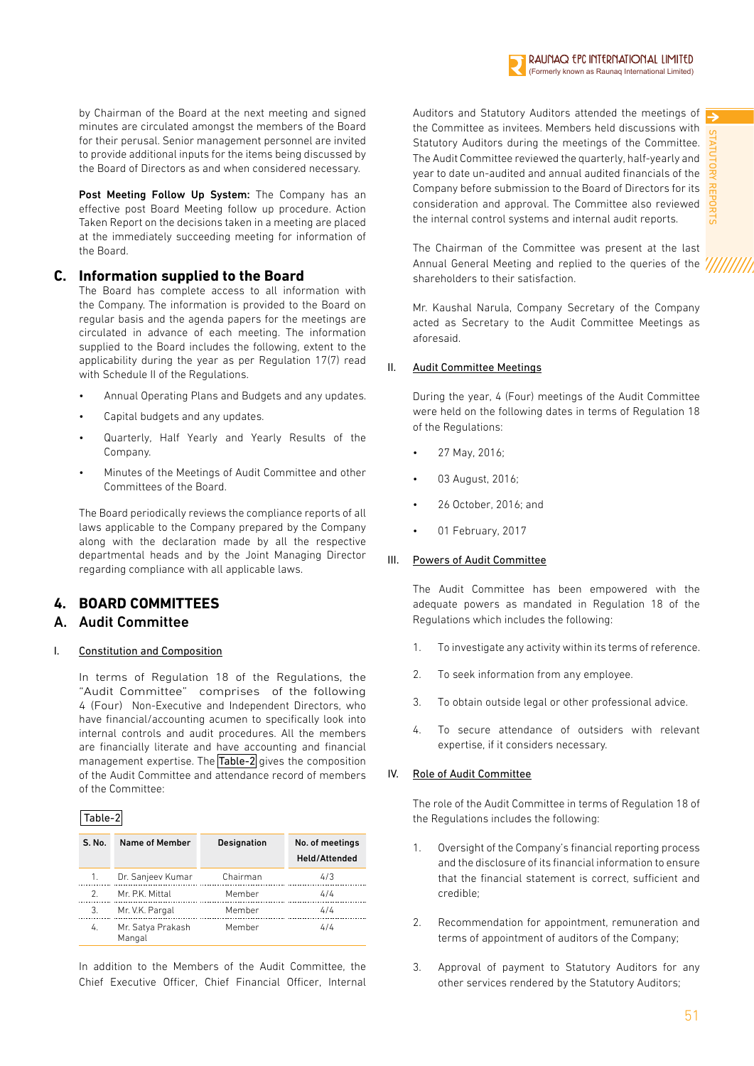by Chairman of the Board at the next meeting and signed minutes are circulated amongst the members of the Board for their perusal. Senior management personnel are invited to provide additional inputs for the items being discussed by the Board of Directors as and when considered necessary.

**Post Meeting Follow Up System:** The Company has an effective post Board Meeting follow up procedure. Action Taken Report on the decisions taken in a meeting are placed at the immediately succeeding meeting for information of the Board.

## C. Information supplied to the Board

The Board has complete access to all information with the Company. The information is provided to the Board on regular basis and the agenda papers for the meetings are circulated in advance of each meeting. The information supplied to the Board includes the following, extent to the applicability during the year as per Regulation 17(7) read with Schedule II of the Regulations.

- Annual Operating Plans and Budgets and any updates.
- Capital budgets and any updates.
- Quarterly, Half Yearly and Yearly Results of the Company.
- Minutes of the Meetings of Audit Committee and other Committees of the Board.

The Board periodically reviews the compliance reports of all laws applicable to the Company prepared by the Company along with the declaration made by all the respective departmental heads and by the Joint Managing Director regarding compliance with all applicable laws.

# 4. BOARD COMMITTEES

## A. Audit Committee

### I. Constitution and Composition

In terms of Regulation 18 of the Regulations, the "Audit Committee" comprises of the following 4 (Four) Non-Executive and Independent Directors, who have financial/accounting acumen to specifically look into internal controls and audit procedures. All the members are financially literate and have accounting and financial management expertise. The Table-2 gives the composition of the Audit Committee and attendance record of members of the Committee:

Table-2

| S. No. | Name of Member | Designation | No. of meetings Held/Attended |
|---|---|---|---|
| 1. | Dr. Sanjeev Kumar | Chairman | 4/3 |
| 2. | Mr. P.K. Mittal | Member | 4/4 |
| 3. | Mr. V.K. Pargal | Member | 4/4 |
| 4. | Mr. Satya Prakash Mangal | Member | 4/4 |

In addition to the Members of the Audit Committee, the Chief Executive Officer, Chief Financial Officer, Internal Auditors and Statutory Auditors attended the meetings of the Committee as invitees. Members held discussions with Statutory Auditors during the meetings of the Committee. The Audit Committee reviewed the quarterly, half-yearly and year to date un-audited and annual audited financials of the Company before submission to the Board of Directors for its consideration and approval. The Committee also reviewed the internal control systems and internal audit reports.

The Chairman of the Committee was present at the last Annual General Meeting and replied to the queries of the shareholders to their satisfaction.

Mr. Kaushal Narula, Company Secretary of the Company acted as Secretary to the Audit Committee Meetings as aforesaid.

### II. Audit Committee Meetings

During the year, 4 (Four) meetings of the Audit Committee were held on the following dates in terms of Regulation 18 of the Regulations:

- 27 May, 2016;
- 03 August, 2016;
- 26 October, 2016; and
- 01 February, 2017

### III. Powers of Audit Committee

The Audit Committee has been empowered with the adequate powers as mandated in Regulation 18 of the Regulations which includes the following:

1. To investigate any activity within its terms of reference.
2. To seek information from any employee.
3. To obtain outside legal or other professional advice.
4. To secure attendance of outsiders with relevant expertise, if it considers necessary.

### IV. Role of Audit Committee

The role of the Audit Committee in terms of Regulation 18 of the Regulations includes the following:

1. Oversight of the Company's financial reporting process and the disclosure of its financial information to ensure that the financial statement is correct, sufficient and credible;
2. Recommendation for appointment, remuneration and terms of appointment of auditors of the Company;
3. Approval of payment to Statutory Auditors for any other services rendered by the Statutory Auditors;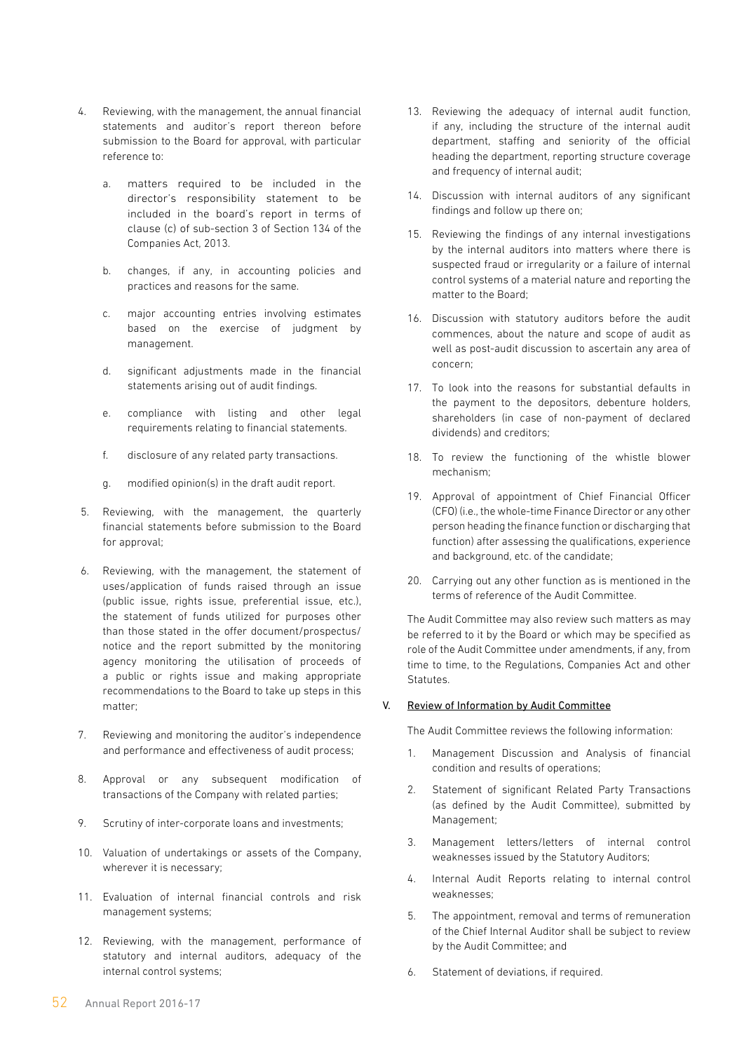4. Reviewing, with the management, the annual financial statements and auditor's report thereon before submission to the Board for approval, with particular reference to:

   a. matters required to be included in the director's responsibility statement to be included in the board's report in terms of clause (c) of sub-section 3 of Section 134 of the Companies Act, 2013.

   b. changes, if any, in accounting policies and practices and reasons for the same.

   c. major accounting entries involving estimates based on the exercise of judgment by management.

   d. significant adjustments made in the financial statements arising out of audit findings.

   e. compliance with listing and other legal requirements relating to financial statements.

   f. disclosure of any related party transactions.

   g. modified opinion(s) in the draft audit report.

5. Reviewing, with the management, the quarterly financial statements before submission to the Board for approval;

6. Reviewing, with the management, the statement of uses/application of funds raised through an issue (public issue, rights issue, preferential issue, etc.), the statement of funds utilized for purposes other than those stated in the offer document/prospectus/notice and the report submitted by the monitoring agency monitoring the utilisation of proceeds of a public or rights issue and making appropriate recommendations to the Board to take up steps in this matter;

7. Reviewing and monitoring the auditor's independence and performance and effectiveness of audit process;

8. Approval or any subsequent modification of transactions of the Company with related parties;

9. Scrutiny of inter-corporate loans and investments;

10. Valuation of undertakings or assets of the Company, wherever it is necessary;

11. Evaluation of internal financial controls and risk management systems;

12. Reviewing, with the management, performance of statutory and internal auditors, adequacy of the internal control systems;

13. Reviewing the adequacy of internal audit function, if any, including the structure of the internal audit department, staffing and seniority of the official heading the department, reporting structure coverage and frequency of internal audit;

14. Discussion with internal auditors of any significant findings and follow up there on;

15. Reviewing the findings of any internal investigations by the internal auditors into matters where there is suspected fraud or irregularity or a failure of internal control systems of a material nature and reporting the matter to the Board;

16. Discussion with statutory auditors before the audit commences, about the nature and scope of audit as well as post-audit discussion to ascertain any area of concern;

17. To look into the reasons for substantial defaults in the payment to the depositors, debenture holders, shareholders (in case of non-payment of declared dividends) and creditors;

18. To review the functioning of the whistle blower mechanism;

19. Approval of appointment of Chief Financial Officer (CFO) (i.e., the whole-time Finance Director or any other person heading the finance function or discharging that function) after assessing the qualifications, experience and background, etc. of the candidate;

20. Carrying out any other function as is mentioned in the terms of reference of the Audit Committee.

The Audit Committee may also review such matters as may be referred to it by the Board or which may be specified as role of the Audit Committee under amendments, if any, from time to time, to the Regulations, Companies Act and other Statutes.

## V. Review of Information by Audit Committee

The Audit Committee reviews the following information:

1. Management Discussion and Analysis of financial condition and results of operations;

2. Statement of significant Related Party Transactions (as defined by the Audit Committee), submitted by Management;

3. Management letters/letters of internal control weaknesses issued by the Statutory Auditors;

4. Internal Audit Reports relating to internal control weaknesses;

5. The appointment, removal and terms of remuneration of the Chief Internal Auditor shall be subject to review by the Audit Committee; and

6. Statement of deviations, if required.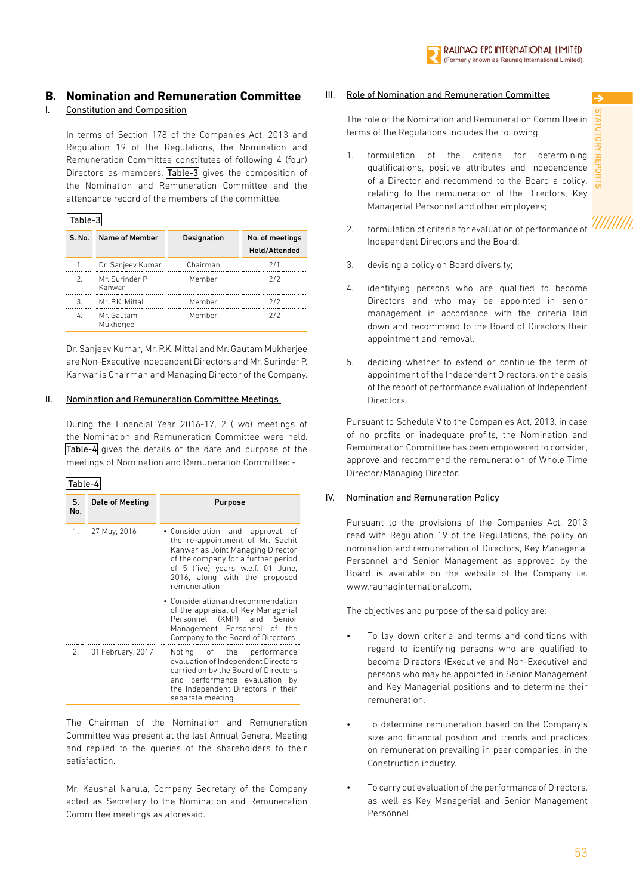## B. Nomination and Remuneration Committee

### I. Constitution and Composition

In terms of Section 178 of the Companies Act, 2013 and Regulation 19 of the Regulations, the Nomination and Remuneration Committee constitutes of following 4 (four) Directors as members. Table-3 gives the composition of the Nomination and Remuneration Committee and the attendance record of the members of the committee.

Table-3

| S. No. | Name of Member | Designation | No. of meetings Held/Attended |
|---|---|---|---|
| 1. | Dr. Sanjeev Kumar | Chairman | 2/1 |
| 2. | Mr. Surinder P. Kanwar | Member | 2/2 |
| 3. | Mr. P.K. Mittal | Member | 2/2 |
| 4. | Mr. Gautam Mukherjee | Member | 2/2 |

Dr. Sanjeev Kumar, Mr. P.K. Mittal and Mr. Gautam Mukherjee are Non-Executive Independent Directors and Mr. Surinder P. Kanwar is Chairman and Managing Director of the Company.

### II. Nomination and Remuneration Committee Meetings

During the Financial Year 2016-17, 2 (Two) meetings of the Nomination and Remuneration Committee were held. Table-4 gives the details of the date and purpose of the meetings of Nomination and Remuneration Committee: -

Table-4

| S. No. | Date of Meeting | Purpose |
|---|---|---|
| 1. | 27 May, 2016 | • Consideration and approval of the re-appointment of Mr. Sachit Kanwar as Joint Managing Director of the company for a further period of 5 (five) years w.e.f. 01 June, 2016, along with the proposed remuneration<br>• Consideration and recommendation of the appraisal of Key Managerial Personnel (KMP) and Senior Management Personnel of the Company to the Board of Directors |
| 2. | 01 February, 2017 | Noting of the performance evaluation of Independent Directors carried on by the Board of Directors and performance evaluation by the Independent Directors in their separate meeting |

The Chairman of the Nomination and Remuneration Committee was present at the last Annual General Meeting and replied to the queries of the shareholders to their satisfaction.

Mr. Kaushal Narula, Company Secretary of the Company acted as Secretary to the Nomination and Remuneration Committee meetings as aforesaid.

### III. Role of Nomination and Remuneration Committee

The role of the Nomination and Remuneration Committee in terms of the Regulations includes the following:

1. formulation of the criteria for determining qualifications, positive attributes and independence of a Director and recommend to the Board a policy, relating to the remuneration of the Directors, Key Managerial Personnel and other employees;
2. formulation of criteria for evaluation of performance of Independent Directors and the Board;
3. devising a policy on Board diversity;
4. identifying persons who are qualified to become Directors and who may be appointed in senior management in accordance with the criteria laid down and recommend to the Board of Directors their appointment and removal.
5. deciding whether to extend or continue the term of appointment of the Independent Directors, on the basis of the report of performance evaluation of Independent Directors.

Pursuant to Schedule V to the Companies Act, 2013, in case of no profits or inadequate profits, the Nomination and Remuneration Committee has been empowered to consider, approve and recommend the remuneration of Whole Time Director/Managing Director.

### IV. Nomination and Remuneration Policy

Pursuant to the provisions of the Companies Act, 2013 read with Regulation 19 of the Regulations, the policy on nomination and remuneration of Directors, Key Managerial Personnel and Senior Management as approved by the Board is available on the website of the Company i.e. www.raunaqinternational.com.

The objectives and purpose of the said policy are:

- To lay down criteria and terms and conditions with regard to identifying persons who are qualified to become Directors (Executive and Non-Executive) and persons who may be appointed in Senior Management and Key Managerial positions and to determine their remuneration.
- To determine remuneration based on the Company's size and financial position and trends and practices on remuneration prevailing in peer companies, in the Construction industry.
- To carry out evaluation of the performance of Directors, as well as Key Managerial and Senior Management Personnel.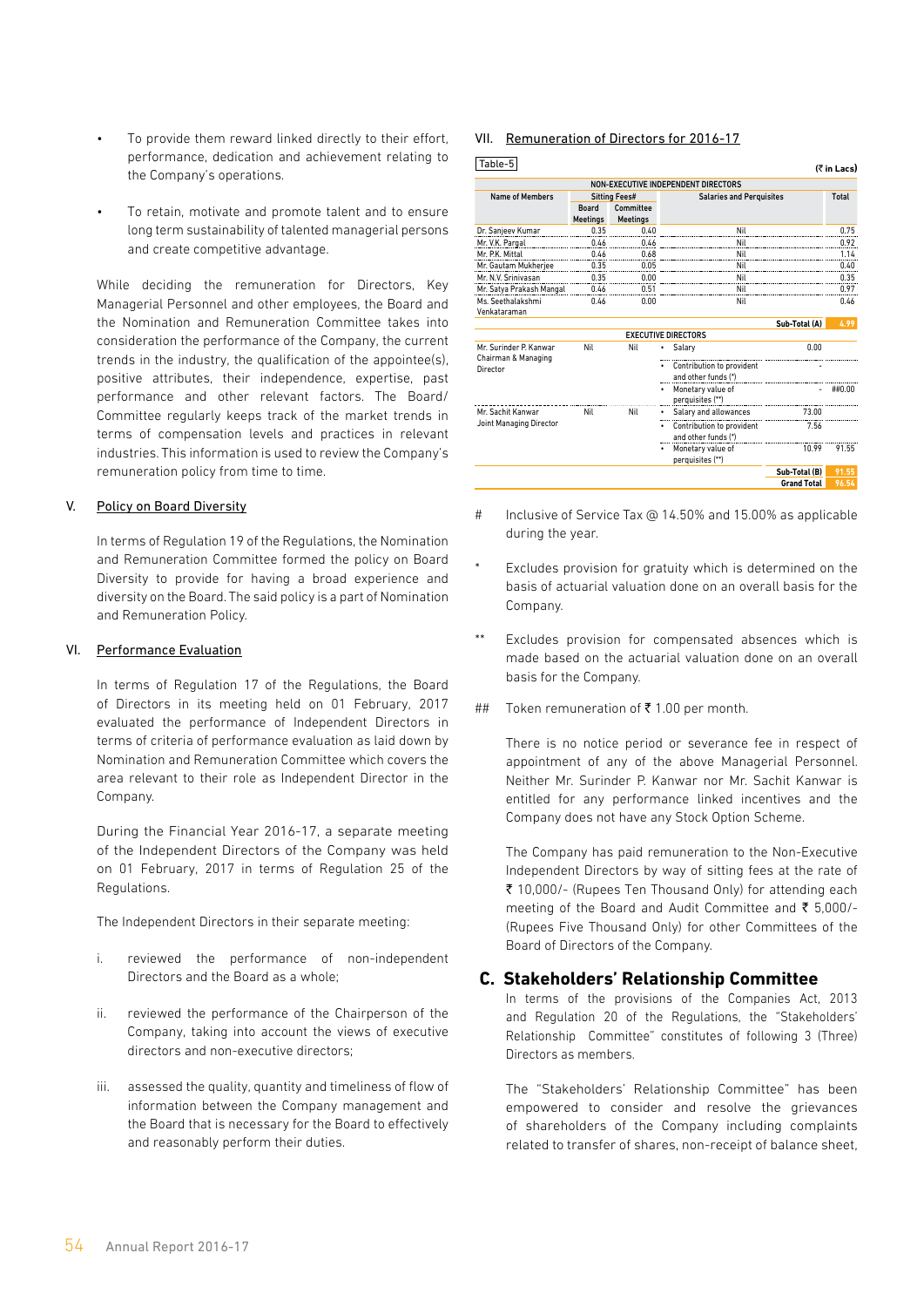- To provide them reward linked directly to their effort, performance, dedication and achievement relating to the Company's operations.

- To retain, motivate and promote talent and to ensure long term sustainability of talented managerial persons and create competitive advantage.

While deciding the remuneration for Directors, Key Managerial Personnel and other employees, the Board and the Nomination and Remuneration Committee takes into consideration the performance of the Company, the current trends in the industry, the qualification of the appointee(s), positive attributes, their independence, expertise, past performance and other relevant factors. The Board/ Committee regularly keeps track of the market trends in terms of compensation levels and practices in relevant industries. This information is used to review the Company's remuneration policy from time to time.

V. Policy on Board Diversity

In terms of Regulation 19 of the Regulations, the Nomination and Remuneration Committee formed the policy on Board Diversity to provide for having a broad experience and diversity on the Board. The said policy is a part of Nomination and Remuneration Policy.

VI. Performance Evaluation

In terms of Regulation 17 of the Regulations, the Board of Directors in its meeting held on 01 February, 2017 evaluated the performance of Independent Directors in terms of criteria of performance evaluation as laid down by Nomination and Remuneration Committee which covers the area relevant to their role as Independent Director in the Company.

During the Financial Year 2016-17, a separate meeting of the Independent Directors of the Company was held on 01 February, 2017 in terms of Regulation 25 of the Regulations.

The Independent Directors in their separate meeting:

i. reviewed the performance of non-independent Directors and the Board as a whole;

ii. reviewed the performance of the Chairperson of the Company, taking into account the views of executive directors and non-executive directors;

iii. assessed the quality, quantity and timeliness of flow of information between the Company management and the Board that is necessary for the Board to effectively and reasonably perform their duties.

VII. Remuneration of Directors for 2016-17

Table-5

(₹ in Lacs)

| Name of Members | Sitting Fees# | | Salaries and Perquisites | | Total |
|---|---|---|---|---|---|
| | Board Meetings | Committee Meetings | | | |
| **NON-EXECUTIVE INDEPENDENT DIRECTORS** | | | | | |
| Dr. Sanjeev Kumar | 0.35 | 0.40 | Nil | | 0.75 |
| Mr. V.K. Pargal | 0.46 | 0.46 | Nil | | 0.92 |
| Mr. P.K. Mittal | 0.46 | 0.68 | Nil | | 1.14 |
| Mr. Gautam Mukherjee | 0.35 | 0.05 | Nil | | 0.40 |
| Mr. N.V. Srinivasan | 0.35 | 0.00 | Nil | | 0.35 |
| Mr. Satya Prakash Mangal | 0.46 | 0.51 | Nil | | 0.97 |
| Ms. Seethalakshmi Venkataraman | 0.46 | 0.00 | Nil | | 0.46 |
| | | | | Sub-Total (A) | 4.99 |
| **EXECUTIVE DIRECTORS** | | | | | |
| Mr. Surinder P. Kanwar Chairman & Managing Director | Nil | Nil | • Salary | 0.00 | |
| | | | • Contribution to provident and other funds (*) | - | |
| | | | • Monetary value of perquisites (**) | - | ##0.00 |
| Mr. Sachit Kanwar Joint Managing Director | Nil | Nil | • Salary and allowances | 73.00 | |
| | | | • Contribution to provident and other funds (*) | 7.56 | |
| | | | • Monetary value of perquisites (**) | 10.99 | 91.55 |
| | | | | Sub-Total (B) | 91.55 |
| | | | | Grand Total | 96.54 |

\# Inclusive of Service Tax @ 14.50% and 15.00% as applicable during the year.

\* Excludes provision for gratuity which is determined on the basis of actuarial valuation done on an overall basis for the Company.

\*\* Excludes provision for compensated absences which is made based on the actuarial valuation done on an overall basis for the Company.

\## Token remuneration of ₹ 1.00 per month.

There is no notice period or severance fee in respect of appointment of any of the above Managerial Personnel. Neither Mr. Surinder P. Kanwar nor Mr. Sachit Kanwar is entitled for any performance linked incentives and the Company does not have any Stock Option Scheme.

The Company has paid remuneration to the Non-Executive Independent Directors by way of sitting fees at the rate of ₹ 10,000/- (Rupees Ten Thousand Only) for attending each meeting of the Board and Audit Committee and ₹ 5,000/- (Rupees Five Thousand Only) for other Committees of the Board of Directors of the Company.

## C. Stakeholders' Relationship Committee

In terms of the provisions of the Companies Act, 2013 and Regulation 20 of the Regulations, the "Stakeholders' Relationship Committee" constitutes of following 3 (Three) Directors as members.

The "Stakeholders' Relationship Committee" has been empowered to consider and resolve the grievances of shareholders of the Company including complaints related to transfer of shares, non-receipt of balance sheet,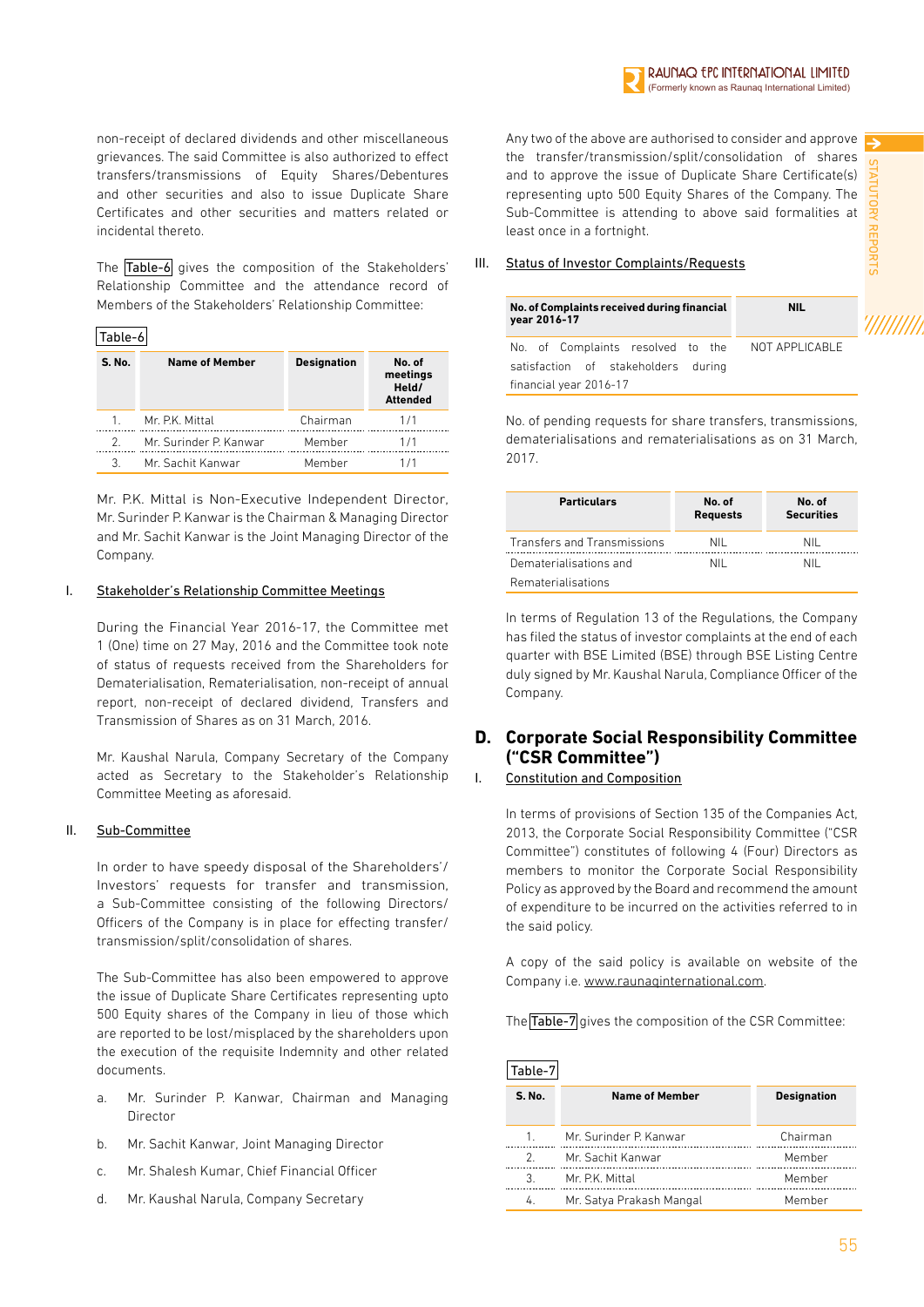non-receipt of declared dividends and other miscellaneous grievances. The said Committee is also authorized to effect transfers/transmissions of Equity Shares/Debentures and other securities and also to issue Duplicate Share Certificates and other securities and matters related or incidental thereto.

The Table-6 gives the composition of the Stakeholders' Relationship Committee and the attendance record of Members of the Stakeholders' Relationship Committee:

Table-6

| S. No. | Name of Member | Designation | No. of meetings Held/ Attended |
|---|---|---|---|
| 1. | Mr. P.K. Mittal | Chairman | 1/1 |
| 2. | Mr. Surinder P. Kanwar | Member | 1/1 |
| 3. | Mr. Sachit Kanwar | Member | 1/1 |

Mr. P.K. Mittal is Non-Executive Independent Director, Mr. Surinder P. Kanwar is the Chairman & Managing Director and Mr. Sachit Kanwar is the Joint Managing Director of the Company.

I. Stakeholder's Relationship Committee Meetings

During the Financial Year 2016-17, the Committee met 1 (One) time on 27 May, 2016 and the Committee took note of status of requests received from the Shareholders for Dematerialisation, Rematerialisation, non-receipt of annual report, non-receipt of declared dividend, Transfers and Transmission of Shares as on 31 March, 2016.

Mr. Kaushal Narula, Company Secretary of the Company acted as Secretary to the Stakeholder's Relationship Committee Meeting as aforesaid.

II. Sub-Committee

In order to have speedy disposal of the Shareholders'/ Investors' requests for transfer and transmission, a Sub-Committee consisting of the following Directors/ Officers of the Company is in place for effecting transfer/ transmission/split/consolidation of shares.

The Sub-Committee has also been empowered to approve the issue of Duplicate Share Certificates representing upto 500 Equity shares of the Company in lieu of those which are reported to be lost/misplaced by the shareholders upon the execution of the requisite Indemnity and other related documents.

a. Mr. Surinder P. Kanwar, Chairman and Managing Director

b. Mr. Sachit Kanwar, Joint Managing Director

c. Mr. Shalesh Kumar, Chief Financial Officer

d. Mr. Kaushal Narula, Company Secretary

Any two of the above are authorised to consider and approve the transfer/transmission/split/consolidation of shares and to approve the issue of Duplicate Share Certificate(s) representing upto 500 Equity Shares of the Company. The Sub-Committee is attending to above said formalities at least once in a fortnight.

III. Status of Investor Complaints/Requests

| No. of Complaints received during financial year 2016-17 | NIL |
|---|---|
| No. of Complaints resolved to the satisfaction of stakeholders during financial year 2016-17 | NOT APPLICABLE |

No. of pending requests for share transfers, transmissions, dematerialisations and rematerialisations as on 31 March, 2017.

| Particulars | No. of Requests | No. of Securities |
|---|---|---|
| Transfers and Transmissions | NIL | NIL |
| Dematerialisations and Rematerialisations | NIL | NIL |

In terms of Regulation 13 of the Regulations, the Company has filed the status of investor complaints at the end of each quarter with BSE Limited (BSE) through BSE Listing Centre duly signed by Mr. Kaushal Narula, Compliance Officer of the Company.

## D. Corporate Social Responsibility Committee ("CSR Committee")

I. Constitution and Composition

In terms of provisions of Section 135 of the Companies Act, 2013, the Corporate Social Responsibility Committee ("CSR Committee") constitutes of following 4 (Four) Directors as members to monitor the Corporate Social Responsibility Policy as approved by the Board and recommend the amount of expenditure to be incurred on the activities referred to in the said policy.

A copy of the said policy is available on website of the Company i.e. www.raunaqinternational.com.

The Table-7 gives the composition of the CSR Committee:

Table-7

| S. No. | Name of Member | Designation |
|---|---|---|
| 1. | Mr. Surinder P. Kanwar | Chairman |
| 2. | Mr. Sachit Kanwar | Member |
| 3. | Mr. P.K. Mittal | Member |
| 4. | Mr. Satya Prakash Mangal | Member |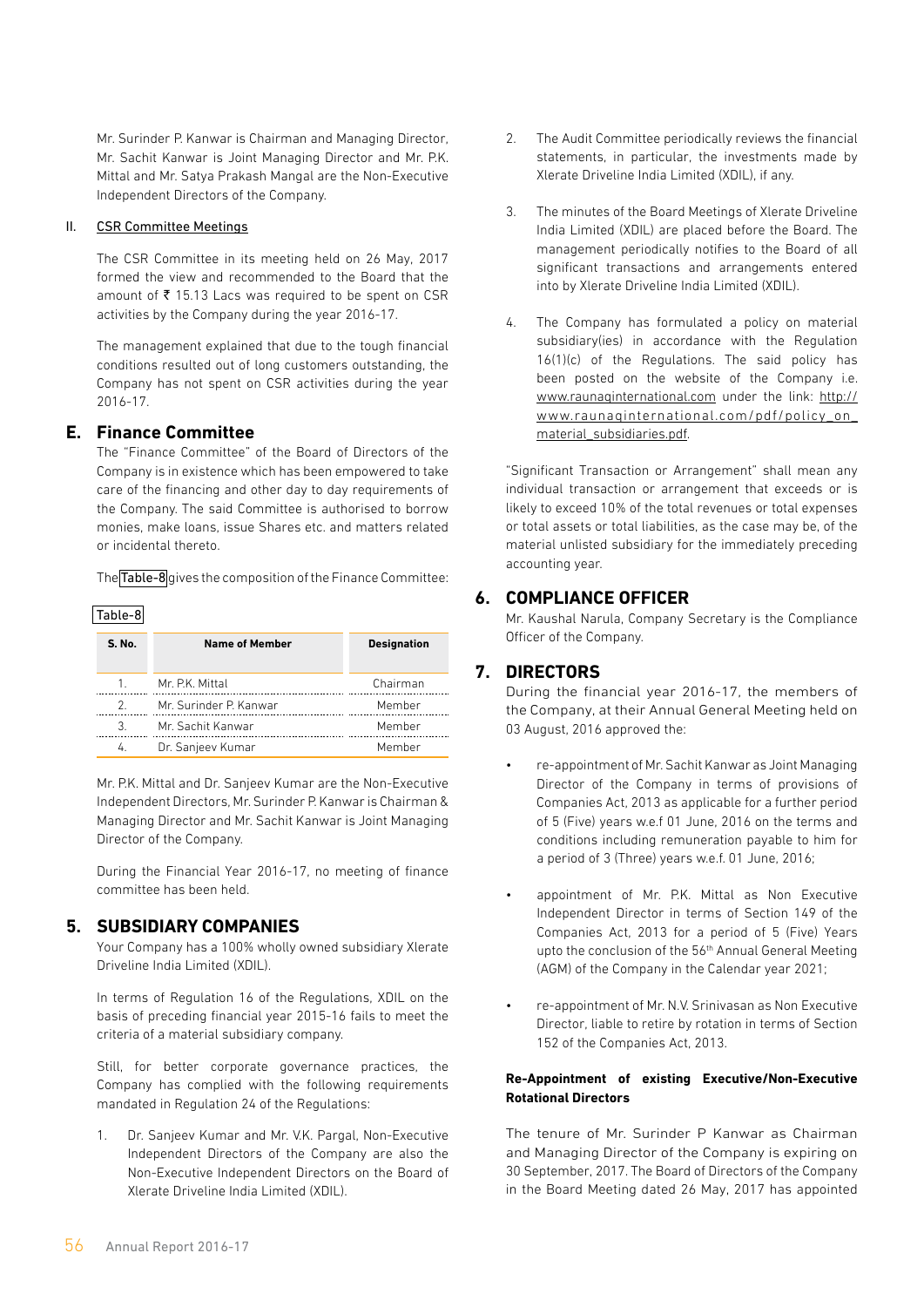Mr. Surinder P. Kanwar is Chairman and Managing Director, Mr. Sachit Kanwar is Joint Managing Director and Mr. P.K. Mittal and Mr. Satya Prakash Mangal are the Non-Executive Independent Directors of the Company.

II. CSR Committee Meetings

The CSR Committee in its meeting held on 26 May, 2017 formed the view and recommended to the Board that the amount of ₹ 15.13 Lacs was required to be spent on CSR activities by the Company during the year 2016-17.

The management explained that due to the tough financial conditions resulted out of long customers outstanding, the Company has not spent on CSR activities during the year 2016-17.

## E. Finance Committee

The "Finance Committee" of the Board of Directors of the Company is in existence which has been empowered to take care of the financing and other day to day requirements of the Company. The said Committee is authorised to borrow monies, make loans, issue Shares etc. and matters related or incidental thereto.

The Table-8 gives the composition of the Finance Committee:

Table-8

| S. No. | Name of Member | Designation |
|---|---|---|
| 1. | Mr. P.K. Mittal | Chairman |
| 2. | Mr. Surinder P. Kanwar | Member |
| 3. | Mr. Sachit Kanwar | Member |
| 4. | Dr. Sanjeev Kumar | Member |

Mr. P.K. Mittal and Dr. Sanjeev Kumar are the Non-Executive Independent Directors, Mr. Surinder P. Kanwar is Chairman & Managing Director and Mr. Sachit Kanwar is Joint Managing Director of the Company.

During the Financial Year 2016-17, no meeting of finance committee has been held.

## 5. SUBSIDIARY COMPANIES

Your Company has a 100% wholly owned subsidiary Xlerate Driveline India Limited (XDIL).

In terms of Regulation 16 of the Regulations, XDIL on the basis of preceding financial year 2015-16 fails to meet the criteria of a material subsidiary company.

Still, for better corporate governance practices, the Company has complied with the following requirements mandated in Regulation 24 of the Regulations:

1. Dr. Sanjeev Kumar and Mr. V.K. Pargal, Non-Executive Independent Directors of the Company are also the Non-Executive Independent Directors on the Board of Xlerate Driveline India Limited (XDIL).
2. The Audit Committee periodically reviews the financial statements, in particular, the investments made by Xlerate Driveline India Limited (XDIL), if any.
3. The minutes of the Board Meetings of Xlerate Driveline India Limited (XDIL) are placed before the Board. The management periodically notifies to the Board of all significant transactions and arrangements entered into by Xlerate Driveline India Limited (XDIL).
4. The Company has formulated a policy on material subsidiary(ies) in accordance with the Regulation 16(1)(c) of the Regulations. The said policy has been posted on the website of the Company i.e. www.raunaqinternational.com under the link: http://www.raunaqinternational.com/pdf/policy_on_material_subsidiaries.pdf.

"Significant Transaction or Arrangement" shall mean any individual transaction or arrangement that exceeds or is likely to exceed 10% of the total revenues or total expenses or total assets or total liabilities, as the case may be, of the material unlisted subsidiary for the immediately preceding accounting year.

## 6. COMPLIANCE OFFICER

Mr. Kaushal Narula, Company Secretary is the Compliance Officer of the Company.

## 7. DIRECTORS

During the financial year 2016-17, the members of the Company, at their Annual General Meeting held on 03 August, 2016 approved the:

- re-appointment of Mr. Sachit Kanwar as Joint Managing Director of the Company in terms of provisions of Companies Act, 2013 as applicable for a further period of 5 (Five) years w.e.f 01 June, 2016 on the terms and conditions including remuneration payable to him for a period of 3 (Three) years w.e.f. 01 June, 2016;
- appointment of Mr. P.K. Mittal as Non Executive Independent Director in terms of Section 149 of the Companies Act, 2013 for a period of 5 (Five) Years upto the conclusion of the 56th Annual General Meeting (AGM) of the Company in the Calendar year 2021;
- re-appointment of Mr. N.V. Srinivasan as Non Executive Director, liable to retire by rotation in terms of Section 152 of the Companies Act, 2013.

**Re-Appointment of existing Executive/Non-Executive Rotational Directors**

The tenure of Mr. Surinder P Kanwar as Chairman and Managing Director of the Company is expiring on 30 September, 2017. The Board of Directors of the Company in the Board Meeting dated 26 May, 2017 has appointed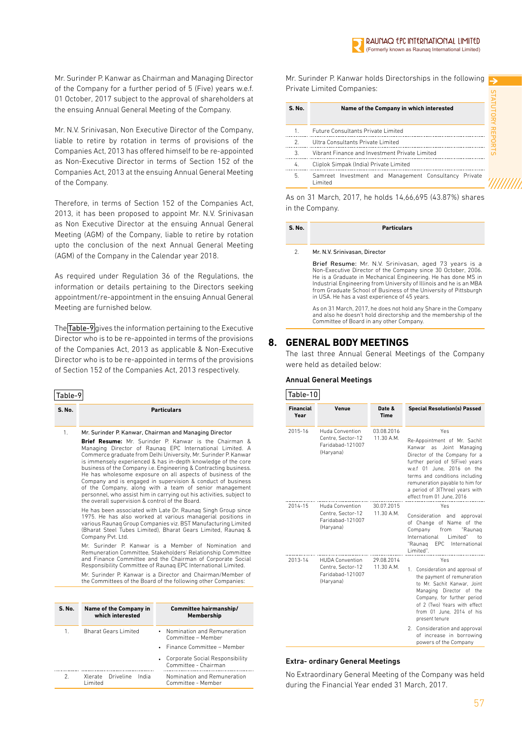Mr. Surinder P. Kanwar as Chairman and Managing Director of the Company for a further period of 5 (Five) years w.e.f. 01 October, 2017 subject to the approval of shareholders at the ensuing Annual General Meeting of the Company.

Mr. N.V. Srinivasan, Non Executive Director of the Company, liable to retire by rotation in terms of provisions of the Companies Act, 2013 has offered himself to be re-appointed as Non-Executive Director in terms of Section 152 of the Companies Act, 2013 at the ensuing Annual General Meeting of the Company.

Therefore, in terms of Section 152 of the Companies Act, 2013, it has been proposed to appoint Mr. N.V. Srinivasan as Non Executive Director at the ensuing Annual General Meeting (AGM) of the Company, liable to retire by rotation upto the conclusion of the next Annual General Meeting (AGM) of the Company in the Calendar year 2018.

As required under Regulation 36 of the Regulations, the information or details pertaining to the Directors seeking appointment/re-appointment in the ensuing Annual General Meeting are furnished below.

The Table-9 gives the information pertaining to the Executive Director who is to be re-appointed in terms of the provisions of the Companies Act, 2013 as applicable & Non-Executive Director who is to be re-appointed in terms of the provisions of Section 152 of the Companies Act, 2013 respectively.

Table-9

| S. No. | Particulars |
|---|---|
| 1. | Mr. Surinder P. Kanwar, Chairman and Managing Director<br><br>**Brief Resume:** Mr. Surinder P. Kanwar is the Chairman & Managing Director of Raunaq EPC International Limited. A Commerce graduate from Delhi University, Mr. Surinder P. Kanwar is immensely experienced & has in-depth knowledge of the core business of the Company i.e. Engineering & Contracting business. He has wholesome exposure on all aspects of business of the Company and is engaged in supervision & conduct of business of the Company, along with a team of senior management personnel, who assist him in carrying out his activities, subject to the overall supervision & control of the Board.<br><br>He has been associated with Late Dr. Raunaq Singh Group since 1975. He has also worked at various managerial positions in various Raunaq Group Companies viz. BST Manufacturing Limited (Bharat Steel Tubes Limited), Bharat Gears Limited, Raunaq & Company Pvt. Ltd.<br><br>Mr. Surinder P. Kanwar is a Member of Nomination and Remuneration Committee, Stakeholders' Relationship Committee and Finance Committee and the Chairman of Corporate Social Responsibility Committee of Raunaq EPC International Limited.<br><br>Mr. Surinder P. Kanwar is a Director and Chairman/Member of the Committees of the Board of the following other Companies: |

| S. No. | Name of the Company in which interested | Committee hairmanship/ Membership |
|---|---|---|
| 1. | Bharat Gears Limited | • Nomination and Remuneration Committee – Member<br>• Finance Committee – Member<br>• Corporate Social Responsibility Committee - Chairman |
| 2. | Xlerate Driveline India Limited | Nomination and Remuneration Committee - Member |

Mr. Surinder P. Kanwar holds Directorships in the following Private Limited Companies:

| S. No. | Name of the Company in which interested |
|---|---|
| 1. | Future Consultants Private Limited |
| 2. | Ultra Consultants Private Limited |
| 3. | Vibrant Finance and Investment Private Limited |
| 4. | Cliplok Simpak (India) Private Limited |
| 5. | Samreet Investment and Management Consultancy Private Limited |

As on 31 March, 2017, he holds 14,66,695 (43.87%) shares in the Company.

| S. No. | Particulars |
|---|---|
| 2. | Mr. N.V. Srinivasan, Director<br><br>Brief Resume: Mr. N.V. Srinivasan, aged 73 years is a Non-Executive Director of the Company since 30 October, 2006. He is a Graduate in Mechanical Engineering. He has done MS in Industrial Engineering from University of Illinois and he is an MBA from Graduate School of Business of the University of Pittsburgh in USA. He has a vast experience of 45 years.<br><br>As on 31 March, 2017, he does not hold any Share in the Company and also he doesn't hold directorship and the membership of the Committee of Board in any other Company. |

## 8. GENERAL BODY MEETINGS

The last three Annual General Meetings of the Company were held as detailed below:

### Annual General Meetings

Table-10

| Financial Year | Venue | Date & Time | Special Resolution(s) Passed |
|---|---|---|---|
| 2015-16 | Huda Convention Centre, Sector-12 Faridabad-121007 (Haryana) | 03.08.2016 11.30 A.M. | Yes<br><br>Re-Appointment of Mr. Sachit Kanwar as Joint Managing Director of the Company for a further period of 5(Five) years w.e.f 01 June, 2016 on the terms and conditions including remuneration payable to him for a period of 3(Three) years with effect from 01 June, 2016 |
| 2014-15 | Huda Convention Centre, Sector-12 Faridabad-121007 (Haryana) | 30.07.2015 11.30 A.M. | Yes<br><br>Consideration and approval of Change of Name of the Company from "Raunaq International Limited" to "Raunaq EPC International Limited". |
| 2013-14 | HUDA Convention Centre, Sector-12 Faridabad-121007 (Haryana) | 29.08.2014 11.30 A.M. | Yes<br><br>1. Consideration and approval of the payment of remuneration to Mr. Sachit Kanwar, Joint Managing Director of the Company, for further period of 2 (Two) Years with effect from 01 June, 2014 of his present tenure<br><br>2. Consideration and approval of increase in borrowing powers of the Company |

### Extra- ordinary General Meetings

No Extraordinary General Meeting of the Company was held during the Financial Year ended 31 March, 2017.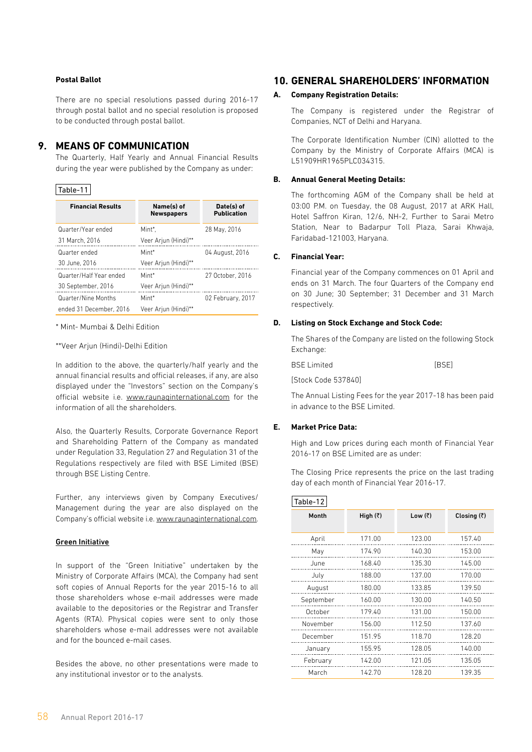**Postal Ballot**

There are no special resolutions passed during 2016-17 through postal ballot and no special resolution is proposed to be conducted through postal ballot.

## 9. MEANS OF COMMUNICATION

The Quarterly, Half Yearly and Annual Financial Results during the year were published by the Company as under:

Table-11

| Financial Results | Name(s) of Newspapers | Date(s) of Publication |
|---|---|---|
| Quarter/Year ended 31 March, 2016 | Mint*, Veer Arjun (Hindi)** | 28 May, 2016 |
| Quarter ended 30 June, 2016 | Mint* Veer Arjun (Hindi)** | 04 August, 2016 |
| Quarter/Half Year ended 30 September, 2016 | Mint* Veer Arjun (Hindi)** | 27 October, 2016 |
| Quarter/Nine Months ended 31 December, 2016 | Mint* Veer Arjun (Hindi)** | 02 February, 2017 |

* Mint- Mumbai & Delhi Edition

**Veer Arjun (Hindi)-Delhi Edition

In addition to the above, the quarterly/half yearly and the annual financial results and official releases, if any, are also displayed under the "Investors" section on the Company's official website i.e. www.raunaqinternational.com for the information of all the shareholders.

Also, the Quarterly Results, Corporate Governance Report and Shareholding Pattern of the Company as mandated under Regulation 33, Regulation 27 and Regulation 31 of the Regulations respectively are filed with BSE Limited (BSE) through BSE Listing Centre.

Further, any interviews given by Company Executives/ Management during the year are also displayed on the Company's official website i.e. www.raunaqinternational.com.

**Green Initiative**

In support of the "Green Initiative" undertaken by the Ministry of Corporate Affairs (MCA), the Company had sent soft copies of Annual Reports for the year 2015-16 to all those shareholders whose e-mail addresses were made available to the depositories or the Registrar and Transfer Agents (RTA). Physical copies were sent to only those shareholders whose e-mail addresses were not available and for the bounced e-mail cases.

Besides the above, no other presentations were made to any institutional investor or to the analysts.

## 10. GENERAL SHAREHOLDERS' INFORMATION

### A. Company Registration Details:

The Company is registered under the Registrar of Companies, NCT of Delhi and Haryana.

The Corporate Identification Number (CIN) allotted to the Company by the Ministry of Corporate Affairs (MCA) is L51909HR1965PLC034315.

### B. Annual General Meeting Details:

The forthcoming AGM of the Company shall be held at 03:00 P.M. on Tuesday, the 08 August, 2017 at ARK Hall, Hotel Saffron Kiran, 12/6, NH-2, Further to Sarai Metro Station, Near to Badarpur Toll Plaza, Sarai Khwaja, Faridabad-121003, Haryana.

### C. Financial Year:

Financial year of the Company commences on 01 April and ends on 31 March. The four Quarters of the Company end on 30 June; 30 September; 31 December and 31 March respectively.

### D. Listing on Stock Exchange and Stock Code:

The Shares of the Company are listed on the following Stock Exchange:

BSE Limited [BSE]

[Stock Code 537840]

The Annual Listing Fees for the year 2017-18 has been paid in advance to the BSE Limited.

### E. Market Price Data:

High and Low prices during each month of Financial Year 2016-17 on BSE Limited are as under:

The Closing Price represents the price on the last trading day of each month of Financial Year 2016-17.

Table-12

| Month | High (₹) | Low (₹) | Closing (₹) |
|---|---|---|---|
| April | 171.00 | 123.00 | 157.40 |
| May | 174.90 | 140.30 | 153.00 |
| June | 168.40 | 135.30 | 145.00 |
| July | 188.00 | 137.00 | 170.00 |
| August | 180.00 | 133.85 | 139.50 |
| September | 160.00 | 130.00 | 140.50 |
| October | 179.40 | 131.00 | 150.00 |
| November | 156.00 | 112.50 | 137.60 |
| December | 151.95 | 118.70 | 128.20 |
| January | 155.95 | 128.05 | 140.00 |
| February | 142.00 | 121.05 | 135.05 |
| March | 142.70 | 128.20 | 139.35 |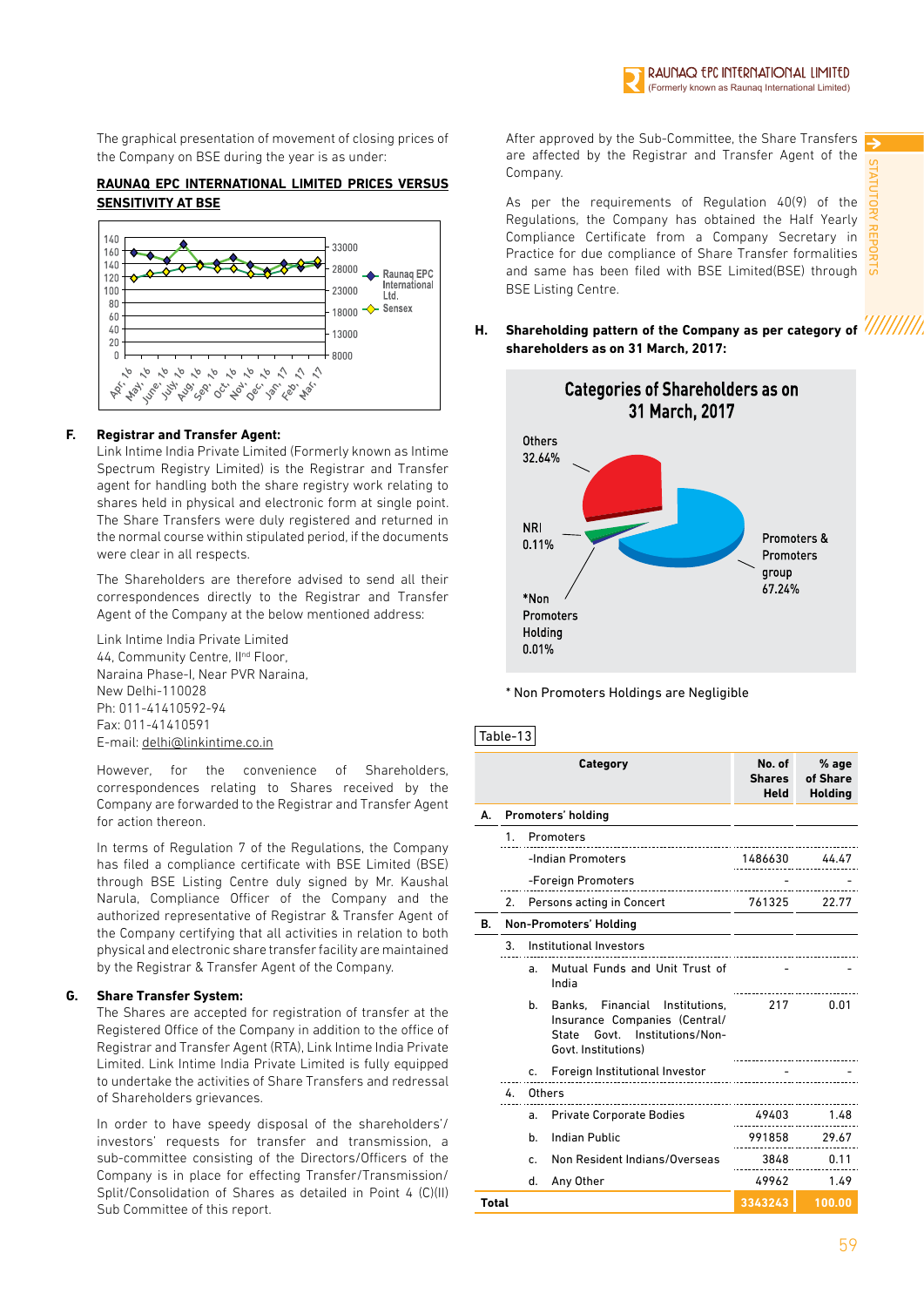The graphical presentation of movement of closing prices of the Company on BSE during the year is as under:

**RAUNAQ EPC INTERNATIONAL LIMITED PRICES VERSUS SENSITIVITY AT BSE**

F. **Registrar and Transfer Agent:**

Link Intime India Private Limited (Formerly known as Intime Spectrum Registry Limited) is the Registrar and Transfer agent for handling both the share registry work relating to shares held in physical and electronic form at single point. The Share Transfers were duly registered and returned in the normal course within stipulated period, if the documents were clear in all respects.

The Shareholders are therefore advised to send all their correspondences directly to the Registrar and Transfer Agent of the Company at the below mentioned address:

Link Intime India Private Limited
44, Community Centre, IInd Floor,
Naraina Phase-I, Near PVR Naraina,
New Delhi-110028
Ph: 011-41410592-94
Fax: 011-41410591
E-mail: delhi@linkintime.co.in

However, for the convenience of Shareholders, correspondences relating to Shares received by the Company are forwarded to the Registrar and Transfer Agent for action thereon.

In terms of Regulation 7 of the Regulations, the Company has filed a compliance certificate with BSE Limited (BSE) through BSE Listing Centre duly signed by Mr. Kaushal Narula, Compliance Officer of the Company and the authorized representative of Registrar & Transfer Agent of the Company certifying that all activities in relation to both physical and electronic share transfer facility are maintained by the Registrar & Transfer Agent of the Company.

G. **Share Transfer System:**

The Shares are accepted for registration of transfer at the Registered Office of the Company in addition to the office of Registrar and Transfer Agent (RTA), Link Intime India Private Limited. Link Intime India Private Limited is fully equipped to undertake the activities of Share Transfers and redressal of Shareholders grievances.

In order to have speedy disposal of the shareholders'/ investors' requests for transfer and transmission, a sub-committee consisting of the Directors/Officers of the Company is in place for effecting Transfer/Transmission/ Split/Consolidation of Shares as detailed in Point 4 (C)(II) Sub Committee of this report.

After approved by the Sub-Committee, the Share Transfers are affected by the Registrar and Transfer Agent of the Company.

As per the requirements of Regulation 40(9) of the Regulations, the Company has obtained the Half Yearly Compliance Certificate from a Company Secretary in Practice for due compliance of Share Transfer formalities and same has been filed with BSE Limited(BSE) through BSE Listing Centre.

H. **Shareholding pattern of the Company as per category of shareholders as on 31 March, 2017:**

**Categories of Shareholders as on 31 March, 2017**

* Non Promoters Holdings are Negligible

Table-13

| | Category | No. of Shares Held | % age of Share Holding |
|---|---|---|---|
| A. | Promoters' holding | | |
| | 1. Promoters | | |
| | -Indian Promoters | 1486630 | 44.47 |
| | -Foreign Promoters | - | - |
| | 2. Persons acting in Concert | 761325 | 22.77 |
| B. | Non-Promoters' Holding | | |
| | 3. Institutional Investors | | |
| | a. Mutual Funds and Unit Trust of India | - | - |
| | b. Banks, Financial Institutions, Insurance Companies (Central/ State Govt. Institutions/Non-Govt. Institutions) | 217 | 0.01 |
| | c. Foreign Institutional Investor | - | - |
| | 4. Others | | |
| | a. Private Corporate Bodies | 49403 | 1.48 |
| | b. Indian Public | 991858 | 29.67 |
| | c. Non Resident Indians/Overseas | 3848 | 0.11 |
| | d. Any Other | 49962 | 1.49 |
| **Total** | | **3343243** | **100.00** |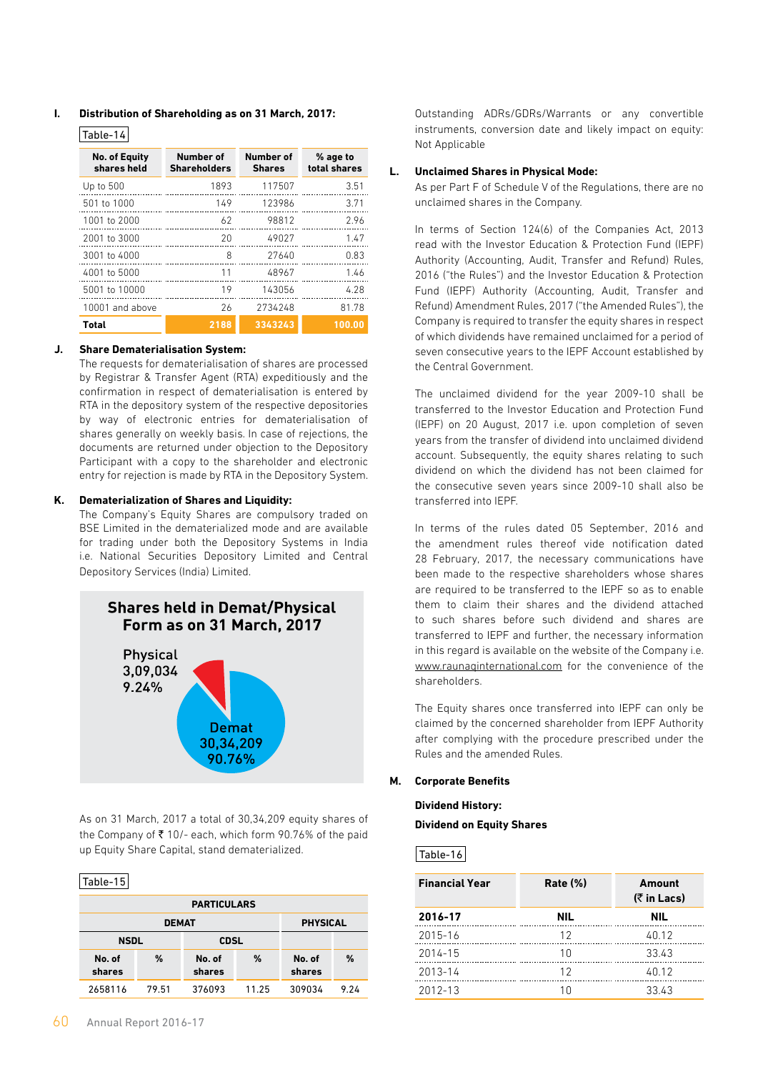**I. Distribution of Shareholding as on 31 March, 2017:**

Table-14

| No. of Equity shares held | Number of Shareholders | Number of Shares | % age to total shares |
|---|---|---|---|
| Up to 500 | 1893 | 117507 | 3.51 |
| 501 to 1000 | 149 | 123986 | 3.71 |
| 1001 to 2000 | 62 | 98812 | 2.96 |
| 2001 to 3000 | 20 | 49027 | 1.47 |
| 3001 to 4000 | 8 | 27640 | 0.83 |
| 4001 to 5000 | 11 | 48967 | 1.46 |
| 5001 to 10000 | 19 | 143056 | 4.28 |
| 10001 and above | 26 | 2734248 | 81.78 |
| **Total** | **2188** | **3343243** | **100.00** |

**J. Share Dematerialisation System:**

The requests for dematerialisation of shares are processed by Registrar & Transfer Agent (RTA) expeditiously and the confirmation in respect of dematerialisation is entered by RTA in the depository system of the respective depositories by way of electronic entries for dematerialisation of shares generally on weekly basis. In case of rejections, the documents are returned under objection to the Depository Participant with a copy to the shareholder and electronic entry for rejection is made by RTA in the Depository System.

**K. Dematerialization of Shares and Liquidity:**

The Company's Equity Shares are compulsory traded on BSE Limited in the dematerialized mode and are available for trading under both the Depository Systems in India i.e. National Securities Depository Limited and Central Depository Services (India) Limited.

**Shares held in Demat/Physical Form as on 31 March, 2017**

Physical 3,09,034 9.24%

Demat 30,34,209 90.76%

As on 31 March, 2017 a total of 30,34,209 equity shares of the Company of ₹ 10/- each, which form 90.76% of the paid up Equity Share Capital, stand dematerialized.

Table-15

| PARTICULARS | | | | | |
|---|---|---|---|---|---|
| DEMAT | | | | PHYSICAL | |
| NSDL | | CDSL | | | |
| No. of shares | % | No. of shares | % | No. of shares | % |
| 2658116 | 79.51 | 376093 | 11.25 | 309034 | 9.24 |

Outstanding ADRs/GDRs/Warrants or any convertible instruments, conversion date and likely impact on equity: Not Applicable

**L. Unclaimed Shares in Physical Mode:**

As per Part F of Schedule V of the Regulations, there are no unclaimed shares in the Company.

In terms of Section 124(6) of the Companies Act, 2013 read with the Investor Education & Protection Fund (IEPF) Authority (Accounting, Audit, Transfer and Refund) Rules, 2016 ("the Rules") and the Investor Education & Protection Fund (IEPF) Authority (Accounting, Audit, Transfer and Refund) Amendment Rules, 2017 ("the Amended Rules"), the Company is required to transfer the equity shares in respect of which dividends have remained unclaimed for a period of seven consecutive years to the IEPF Account established by the Central Government.

The unclaimed dividend for the year 2009-10 shall be transferred to the Investor Education and Protection Fund (IEPF) on 20 August, 2017 i.e. upon completion of seven years from the transfer of dividend into unclaimed dividend account. Subsequently, the equity shares relating to such dividend on which the dividend has not been claimed for the consecutive seven years since 2009-10 shall also be transferred into IEPF.

In terms of the rules dated 05 September, 2016 and the amendment rules thereof vide notification dated 28 February, 2017, the necessary communications have been made to the respective shareholders whose shares are required to be transferred to the IEPF so as to enable them to claim their shares and the dividend attached to such shares before such dividend and shares are transferred to IEPF and further, the necessary information in this regard is available on the website of the Company i.e. www.raunaqinternational.com for the convenience of the shareholders.

The Equity shares once transferred into IEPF can only be claimed by the concerned shareholder from IEPF Authority after complying with the procedure prescribed under the Rules and the amended Rules.

**M. Corporate Benefits**

**Dividend History:**

**Dividend on Equity Shares**

Table-16

| Financial Year | Rate (%) | Amount (₹ in Lacs) |
|---|---|---|
| **2016-17** | **NIL** | **NIL** |
| 2015-16 | 12 | 40.12 |
| 2014-15 | 10 | 33.43 |
| 2013-14 | 12 | 40.12 |
| 2012-13 | 10 | 33.43 |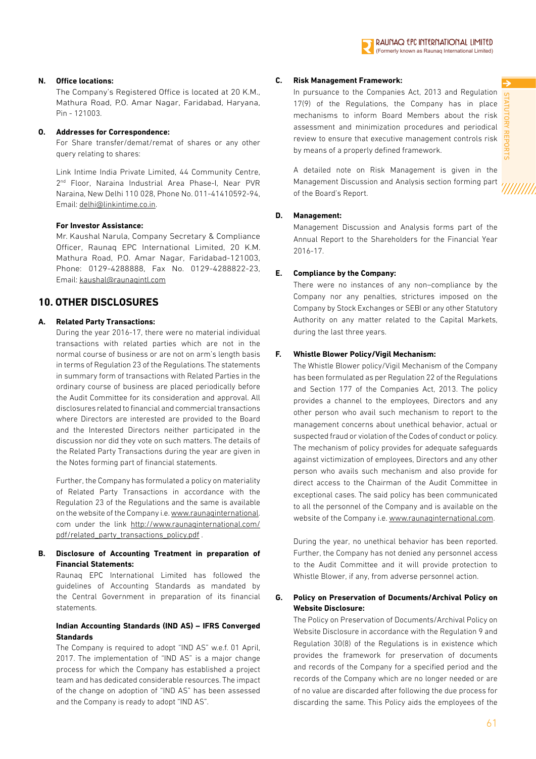**N. Office locations:**

The Company's Registered Office is located at 20 K.M., Mathura Road, P.O. Amar Nagar, Faridabad, Haryana, Pin - 121003.

**O. Addresses for Correspondence:**

For Share transfer/demat/remat of shares or any other query relating to shares:

Link Intime India Private Limited, 44 Community Centre, 2nd Floor, Naraina Industrial Area Phase-I, Near PVR Naraina, New Delhi 110 028, Phone No. 011-41410592-94, Email: delhi@linkintime.co.in.

**For Investor Assistance:**

Mr. Kaushal Narula, Company Secretary & Compliance Officer, Raunaq EPC International Limited, 20 K.M. Mathura Road, P.O. Amar Nagar, Faridabad-121003, Phone: 0129-4288888, Fax No. 0129-4288822-23, Email: kaushal@raunaqintl.com

## 10. OTHER DISCLOSURES

**A. Related Party Transactions:**

During the year 2016-17, there were no material individual transactions with related parties which are not in the normal course of business or are not on arm's length basis in terms of Regulation 23 of the Regulations. The statements in summary form of transactions with Related Parties in the ordinary course of business are placed periodically before the Audit Committee for its consideration and approval. All disclosures related to financial and commercial transactions where Directors are interested are provided to the Board and the Interested Directors neither participated in the discussion nor did they vote on such matters. The details of the Related Party Transactions during the year are given in the Notes forming part of financial statements.

Further, the Company has formulated a policy on materiality of Related Party Transactions in accordance with the Regulation 23 of the Regulations and the same is available on the website of the Company i.e. www.raunaqinternational.com under the link http://www.raunaqinternational.com/pdf/related_party_transactions_policy.pdf .

**B. Disclosure of Accounting Treatment in preparation of Financial Statements:**

Raunaq EPC International Limited has followed the guidelines of Accounting Standards as mandated by the Central Government in preparation of its financial statements.

**Indian Accounting Standards (IND AS) – IFRS Converged Standards**

The Company is required to adopt "IND AS" w.e.f. 01 April, 2017. The implementation of "IND AS" is a major change process for which the Company has established a project team and has dedicated considerable resources. The impact of the change on adoption of "IND AS" has been assessed and the Company is ready to adopt "IND AS".

**C. Risk Management Framework:**

In pursuance to the Companies Act, 2013 and Regulation 17(9) of the Regulations, the Company has in place mechanisms to inform Board Members about the risk assessment and minimization procedures and periodical review to ensure that executive management controls risk by means of a properly defined framework.

A detailed note on Risk Management is given in the Management Discussion and Analysis section forming part of the Board's Report.

**D. Management:**

Management Discussion and Analysis forms part of the Annual Report to the Shareholders for the Financial Year 2016-17.

**E. Compliance by the Company:**

There were no instances of any non–compliance by the Company nor any penalties, strictures imposed on the Company by Stock Exchanges or SEBI or any other Statutory Authority on any matter related to the Capital Markets, during the last three years.

**F. Whistle Blower Policy/Vigil Mechanism:**

The Whistle Blower policy/Vigil Mechanism of the Company has been formulated as per Regulation 22 of the Regulations and Section 177 of the Companies Act, 2013. The policy provides a channel to the employees, Directors and any other person who avail such mechanism to report to the management concerns about unethical behavior, actual or suspected fraud or violation of the Codes of conduct or policy. The mechanism of policy provides for adequate safeguards against victimization of employees, Directors and any other person who avails such mechanism and also provide for direct access to the Chairman of the Audit Committee in exceptional cases. The said policy has been communicated to all the personnel of the Company and is available on the website of the Company i.e. www.raunaqinternational.com.

During the year, no unethical behavior has been reported. Further, the Company has not denied any personnel access to the Audit Committee and it will provide protection to Whistle Blower, if any, from adverse personnel action.

**G. Policy on Preservation of Documents/Archival Policy on Website Disclosure:**

The Policy on Preservation of Documents/Archival Policy on Website Disclosure in accordance with the Regulation 9 and Regulation 30(8) of the Regulations is in existence which provides the framework for preservation of documents and records of the Company for a specified period and the records of the Company which are no longer needed or are of no value are discarded after following the due process for discarding the same. This Policy aids the employees of the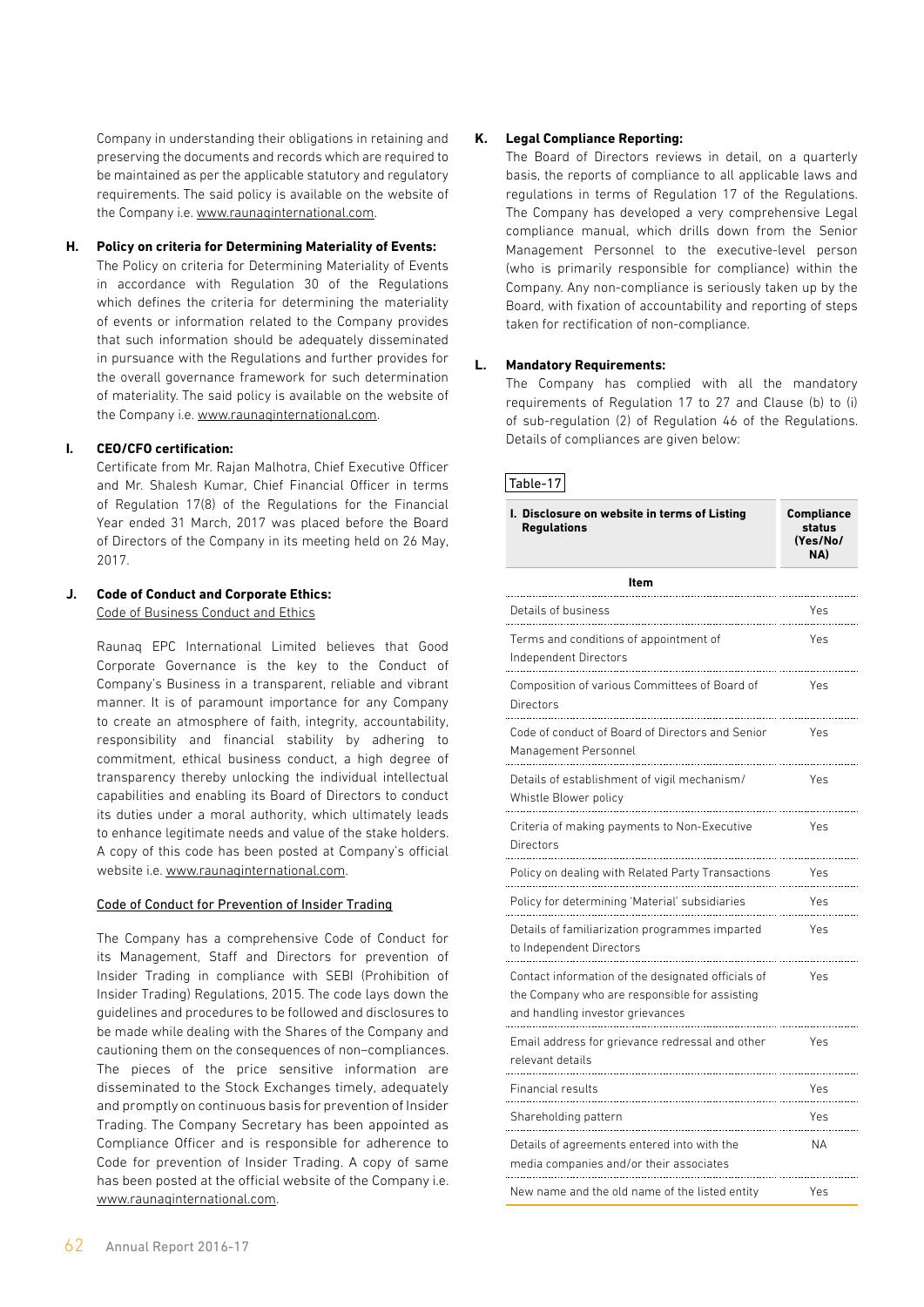Company in understanding their obligations in retaining and preserving the documents and records which are required to be maintained as per the applicable statutory and regulatory requirements. The said policy is available on the website of the Company i.e. www.raunaqinternational.com.

**H. Policy on criteria for Determining Materiality of Events:**

The Policy on criteria for Determining Materiality of Events in accordance with Regulation 30 of the Regulations which defines the criteria for determining the materiality of events or information related to the Company provides that such information should be adequately disseminated in pursuance with the Regulations and further provides for the overall governance framework for such determination of materiality. The said policy is available on the website of the Company i.e. www.raunaqinternational.com.

**I. CEO/CFO certification:**

Certificate from Mr. Rajan Malhotra, Chief Executive Officer and Mr. Shalesh Kumar, Chief Financial Officer in terms of Regulation 17(8) of the Regulations for the Financial Year ended 31 March, 2017 was placed before the Board of Directors of the Company in its meeting held on 26 May, 2017.

**J. Code of Conduct and Corporate Ethics:**

Code of Business Conduct and Ethics

Raunaq EPC International Limited believes that Good Corporate Governance is the key to the Conduct of Company's Business in a transparent, reliable and vibrant manner. It is of paramount importance for any Company to create an atmosphere of faith, integrity, accountability, responsibility and financial stability by adhering to commitment, ethical business conduct, a high degree of transparency thereby unlocking the individual intellectual capabilities and enabling its Board of Directors to conduct its duties under a moral authority, which ultimately leads to enhance legitimate needs and value of the stake holders. A copy of this code has been posted at Company's official website i.e. www.raunaqinternational.com.

Code of Conduct for Prevention of Insider Trading

The Company has a comprehensive Code of Conduct for its Management, Staff and Directors for prevention of Insider Trading in compliance with SEBI (Prohibition of Insider Trading) Regulations, 2015. The code lays down the guidelines and procedures to be followed and disclosures to be made while dealing with the Shares of the Company and cautioning them on the consequences of non–compliances. The pieces of the price sensitive information are disseminated to the Stock Exchanges timely, adequately and promptly on continuous basis for prevention of Insider Trading. The Company Secretary has been appointed as Compliance Officer and is responsible for adherence to Code for prevention of Insider Trading. A copy of same has been posted at the official website of the Company i.e. www.raunaqinternational.com.

**K. Legal Compliance Reporting:**

The Board of Directors reviews in detail, on a quarterly basis, the reports of compliance to all applicable laws and regulations in terms of Regulation 17 of the Regulations. The Company has developed a very comprehensive Legal compliance manual, which drills down from the Senior Management Personnel to the executive-level person (who is primarily responsible for compliance) within the Company. Any non-compliance is seriously taken up by the Board, with fixation of accountability and reporting of steps taken for rectification of non-compliance.

**L. Mandatory Requirements:**

The Company has complied with all the mandatory requirements of Regulation 17 to 27 and Clause (b) to (i) of sub-regulation (2) of Regulation 46 of the Regulations. Details of compliances are given below:

Table-17

| I. Disclosure on website in terms of Listing Regulations | Compliance status (Yes/No/NA) |
|---|---|
| **Item** | |
| Details of business | Yes |
| Terms and conditions of appointment of Independent Directors | Yes |
| Composition of various Committees of Board of Directors | Yes |
| Code of conduct of Board of Directors and Senior Management Personnel | Yes |
| Details of establishment of vigil mechanism/ Whistle Blower policy | Yes |
| Criteria of making payments to Non-Executive Directors | Yes |
| Policy on dealing with Related Party Transactions | Yes |
| Policy for determining 'Material' subsidiaries | Yes |
| Details of familiarization programmes imparted to Independent Directors | Yes |
| Contact information of the designated officials of the Company who are responsible for assisting and handling investor grievances | Yes |
| Email address for grievance redressal and other relevant details | Yes |
| Financial results | Yes |
| Shareholding pattern | Yes |
| Details of agreements entered into with the media companies and/or their associates | NA |
| New name and the old name of the listed entity | Yes |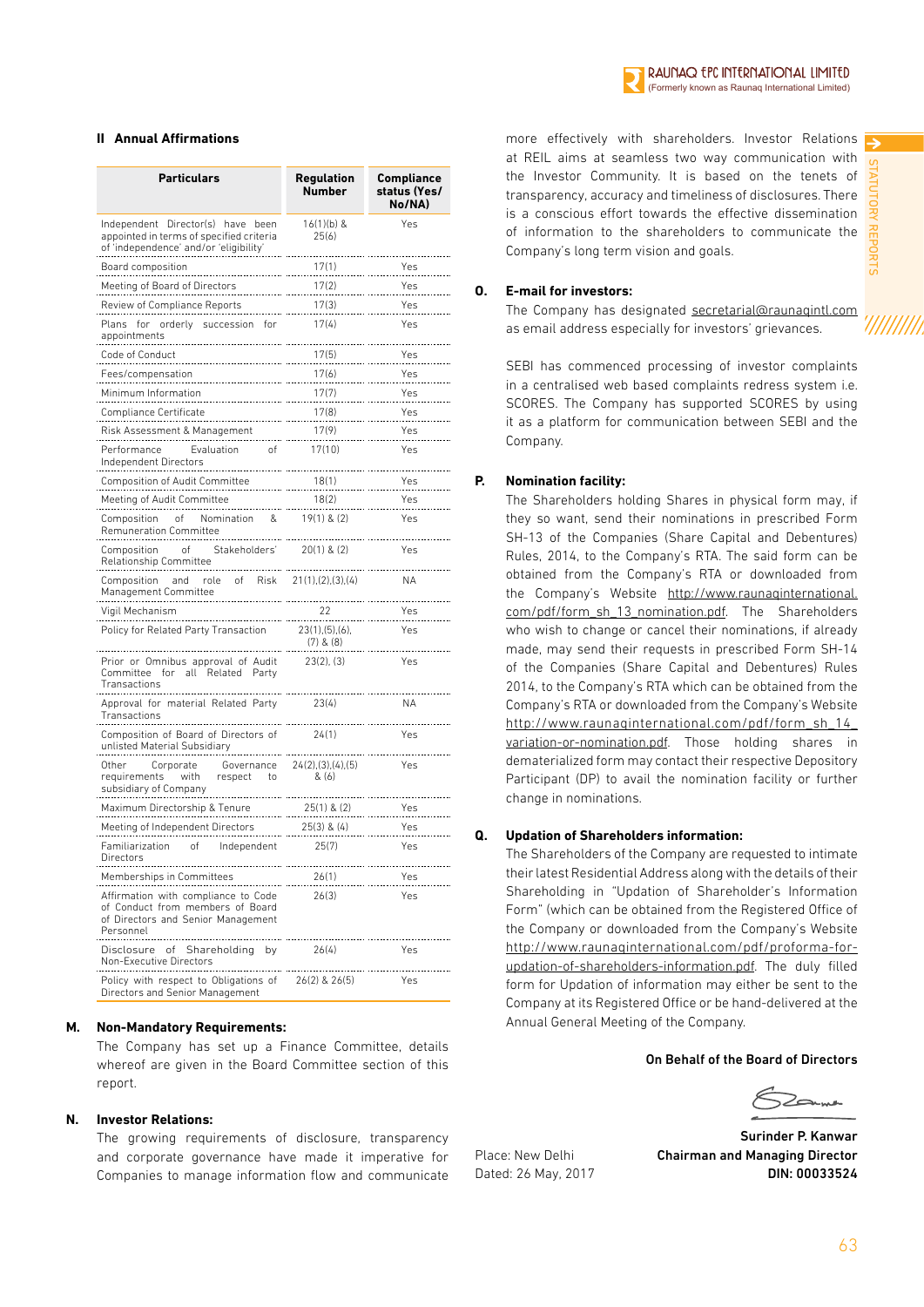## II Annual Affirmations

| Particulars | Regulation Number | Compliance status (Yes/ No/NA) |
|---|---|---|
| Independent Director(s) have been appointed in terms of specified criteria of 'independence' and/or 'eligibility' | 16(1)(b) & 25(6) | Yes |
| Board composition | 17(1) | Yes |
| Meeting of Board of Directors | 17(2) | Yes |
| Review of Compliance Reports | 17(3) | Yes |
| Plans for orderly succession for appointments | 17(4) | Yes |
| Code of Conduct | 17(5) | Yes |
| Fees/compensation | 17(6) | Yes |
| Minimum Information | 17(7) | Yes |
| Compliance Certificate | 17(8) | Yes |
| Risk Assessment & Management | 17(9) | Yes |
| Performance Evaluation of Independent Directors | 17(10) | Yes |
| Composition of Audit Committee | 18(1) | Yes |
| Meeting of Audit Committee | 18(2) | Yes |
| Composition of Nomination & Remuneration Committee | 19(1) & (2) | Yes |
| Composition of Stakeholders' Relationship Committee | 20(1) & (2) | Yes |
| Composition and role of Risk Management Committee | 21(1),(2),(3),(4) | NA |
| Vigil Mechanism | 22 | Yes |
| Policy for Related Party Transaction | 23(1),(5),(6), (7) & (8) | Yes |
| Prior or Omnibus approval of Audit Committee for all Related Party Transactions | 23(2), (3) | Yes |
| Approval for material Related Party Transactions | 23(4) | NA |
| Composition of Board of Directors of unlisted Material Subsidiary | 24(1) | Yes |
| Other Corporate Governance requirements with respect to subsidiary of Company | 24(2),(3),(4),(5) & (6) | Yes |
| Maximum Directorship & Tenure | 25(1) & (2) | Yes |
| Meeting of Independent Directors | 25(3) & (4) | Yes |
| Familiarization of Independent Directors | 25(7) | Yes |
| Memberships in Committees | 26(1) | Yes |
| Affirmation with compliance to Code of Conduct from members of Board of Directors and Senior Management Personnel | 26(3) | Yes |
| Disclosure of Shareholding by Non-Executive Directors | 26(4) | Yes |
| Policy with respect to Obligations of Directors and Senior Management | 26(2) & 26(5) | Yes |

### M. Non-Mandatory Requirements:

The Company has set up a Finance Committee, details whereof are given in the Board Committee section of this report.

### N. Investor Relations:

The growing requirements of disclosure, transparency and corporate governance have made it imperative for Companies to manage information flow and communicate more effectively with shareholders. Investor Relations at REIL aims at seamless two way communication with the Investor Community. It is based on the tenets of transparency, accuracy and timeliness of disclosures. There is a conscious effort towards the effective dissemination of information to the shareholders to communicate the Company's long term vision and goals.

### O. E-mail for investors:

The Company has designated secretarial@raunaqintl.com as email address especially for investors' grievances.

SEBI has commenced processing of investor complaints in a centralised web based complaints redress system i.e. SCORES. The Company has supported SCORES by using it as a platform for communication between SEBI and the Company.

### P. Nomination facility:

The Shareholders holding Shares in physical form may, if they so want, send their nominations in prescribed Form SH-13 of the Companies (Share Capital and Debentures) Rules, 2014, to the Company's RTA. The said form can be obtained from the Company's RTA or downloaded from the Company's Website http://www.raunaqinternational.com/pdf/form_sh_13_nomination.pdf. The Shareholders who wish to change or cancel their nominations, if already made, may send their requests in prescribed Form SH-14 of the Companies (Share Capital and Debentures) Rules 2014, to the Company's RTA which can be obtained from the Company's RTA or downloaded from the Company's Website http://www.raunaqinternational.com/pdf/form_sh_14_variation-or-nomination.pdf. Those holding shares in dematerialized form may contact their respective Depository Participant (DP) to avail the nomination facility or further change in nominations.

### Q. Updation of Shareholders information:

The Shareholders of the Company are requested to intimate their latest Residential Address along with the details of their Shareholding in "Updation of Shareholder's Information Form" (which can be obtained from the Registered Office of the Company or downloaded from the Company's Website http://www.raunaqinternational.com/pdf/proforma-for-updation-of-shareholders-information.pdf. The duly filled form for Updation of information may either be sent to the Company at its Registered Office or may be hand-delivered at the Annual General Meeting of the Company.

**On Behalf of the Board of Directors**

**Surinder P. Kanwar**
**Chairman and Managing Director**
**DIN: 00033524**

Place: New Delhi
Dated: 26 May, 2017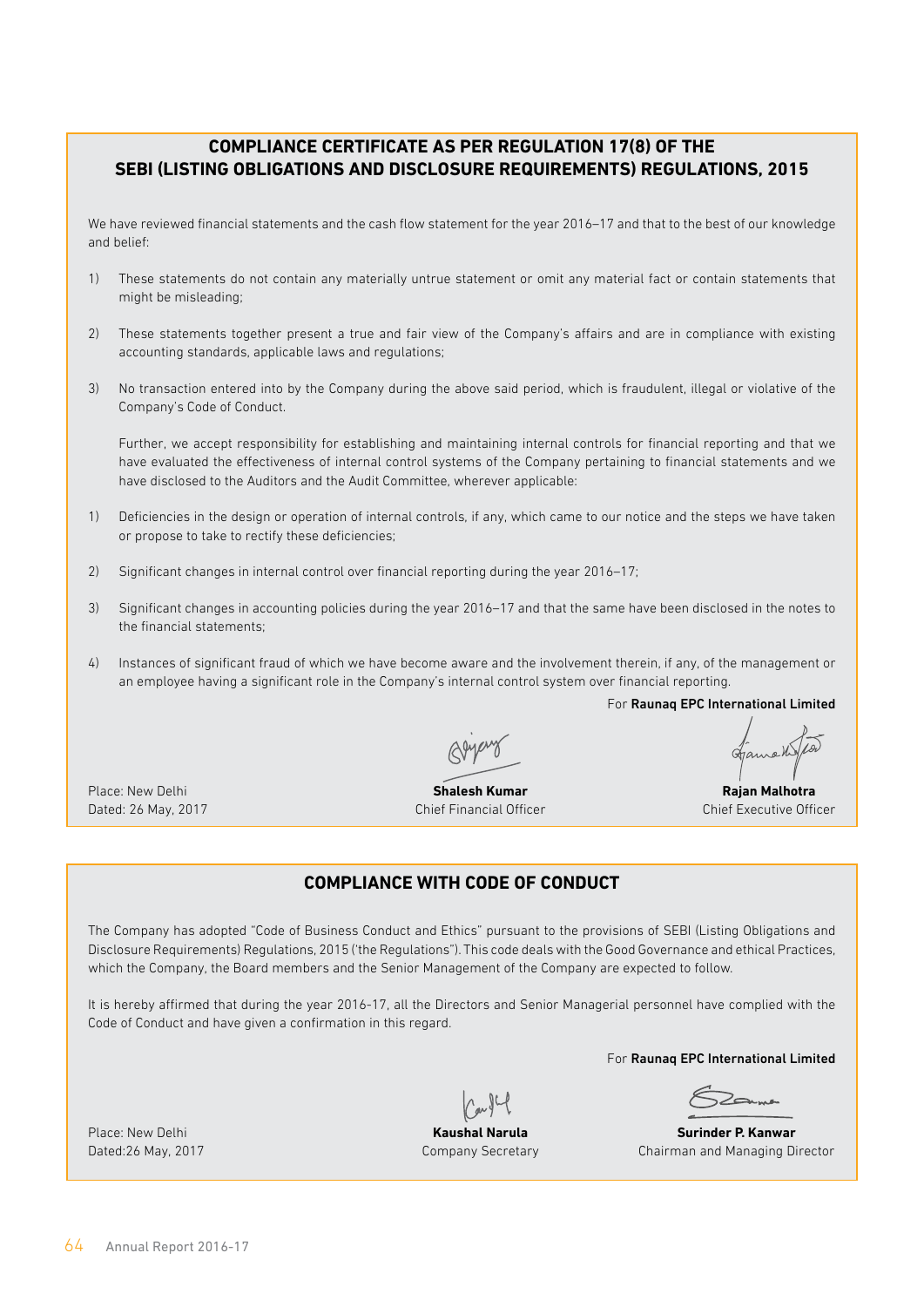## COMPLIANCE CERTIFICATE AS PER REGULATION 17(8) OF THE SEBI (LISTING OBLIGATIONS AND DISCLOSURE REQUIREMENTS) REGULATIONS, 2015

We have reviewed financial statements and the cash flow statement for the year 2016–17 and that to the best of our knowledge and belief:

1) These statements do not contain any materially untrue statement or omit any material fact or contain statements that might be misleading;

2) These statements together present a true and fair view of the Company's affairs and are in compliance with existing accounting standards, applicable laws and regulations;

3) No transaction entered into by the Company during the above said period, which is fraudulent, illegal or violative of the Company's Code of Conduct.

   Further, we accept responsibility for establishing and maintaining internal controls for financial reporting and that we have evaluated the effectiveness of internal control systems of the Company pertaining to financial statements and we have disclosed to the Auditors and the Audit Committee, wherever applicable:

1) Deficiencies in the design or operation of internal controls, if any, which came to our notice and the steps we have taken or propose to take to rectify these deficiencies;

2) Significant changes in internal control over financial reporting during the year 2016–17;

3) Significant changes in accounting policies during the year 2016–17 and that the same have been disclosed in the notes to the financial statements;

4) Instances of significant fraud of which we have become aware and the involvement therein, if any, of the management or an employee having a significant role in the Company's internal control system over financial reporting.

For **Raunaq EPC International Limited**

Place: New Delhi
Dated: 26 May, 2017

**Shalesh Kumar**
Chief Financial Officer

**Rajan Malhotra**
Chief Executive Officer

## COMPLIANCE WITH CODE OF CONDUCT

The Company has adopted "Code of Business Conduct and Ethics" pursuant to the provisions of SEBI (Listing Obligations and Disclosure Requirements) Regulations, 2015 ('the Regulations"). This code deals with the Good Governance and ethical Practices, which the Company, the Board members and the Senior Management of the Company are expected to follow.

It is hereby affirmed that during the year 2016-17, all the Directors and Senior Managerial personnel have complied with the Code of Conduct and have given a confirmation in this regard.

For **Raunaq EPC International Limited**

Place: New Delhi
Dated:26 May, 2017

**Kaushal Narula**
Company Secretary

**Surinder P. Kanwar**
Chairman and Managing Director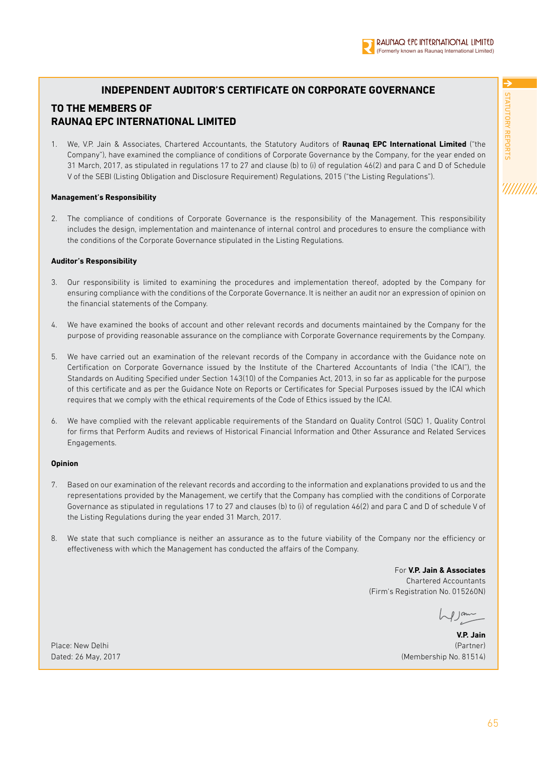# INDEPENDENT AUDITOR'S CERTIFICATE ON CORPORATE GOVERNANCE

## TO THE MEMBERS OF RAUNAQ EPC INTERNATIONAL LIMITED

1. We, V.P. Jain & Associates, Chartered Accountants, the Statutory Auditors of **Raunaq EPC International Limited** ("the Company"), have examined the compliance of conditions of Corporate Governance by the Company, for the year ended on 31 March, 2017, as stipulated in regulations 17 to 27 and clause (b) to (i) of regulation 46(2) and para C and D of Schedule V of the SEBI (Listing Obligation and Disclosure Requirement) Regulations, 2015 ("the Listing Regulations").

**Management's Responsibility**

2. The compliance of conditions of Corporate Governance is the responsibility of the Management. This responsibility includes the design, implementation and maintenance of internal control and procedures to ensure the compliance with the conditions of the Corporate Governance stipulated in the Listing Regulations.

**Auditor's Responsibility**

3. Our responsibility is limited to examining the procedures and implementation thereof, adopted by the Company for ensuring compliance with the conditions of the Corporate Governance. It is neither an audit nor an expression of opinion on the financial statements of the Company.

4. We have examined the books of account and other relevant records and documents maintained by the Company for the purpose of providing reasonable assurance on the compliance with Corporate Governance requirements by the Company.

5. We have carried out an examination of the relevant records of the Company in accordance with the Guidance note on Certification on Corporate Governance issued by the Institute of the Chartered Accountants of India ("the ICAI"), the Standards on Auditing Specified under Section 143(10) of the Companies Act, 2013, in so far as applicable for the purpose of this certificate and as per the Guidance Note on Reports or Certificates for Special Purposes issued by the ICAI which requires that we comply with the ethical requirements of the Code of Ethics issued by the ICAI.

6. We have complied with the relevant applicable requirements of the Standard on Quality Control (SQC) 1, Quality Control for firms that Perform Audits and reviews of Historical Financial Information and Other Assurance and Related Services Engagements.

**Opinion**

7. Based on our examination of the relevant records and according to the information and explanations provided to us and the representations provided by the Management, we certify that the Company has complied with the conditions of Corporate Governance as stipulated in regulations 17 to 27 and clauses (b) to (i) of regulation 46(2) and para C and D of schedule V of the Listing Regulations during the year ended 31 March, 2017.

8. We state that such compliance is neither an assurance as to the future viability of the Company nor the efficiency or effectiveness with which the Management has conducted the affairs of the Company.

For **V.P. Jain & Associates**
Chartered Accountants
(Firm's Registration No. 015260N)

**V.P. Jain**
(Partner)
(Membership No. 81514)

Place: New Delhi
Dated: 26 May, 2017